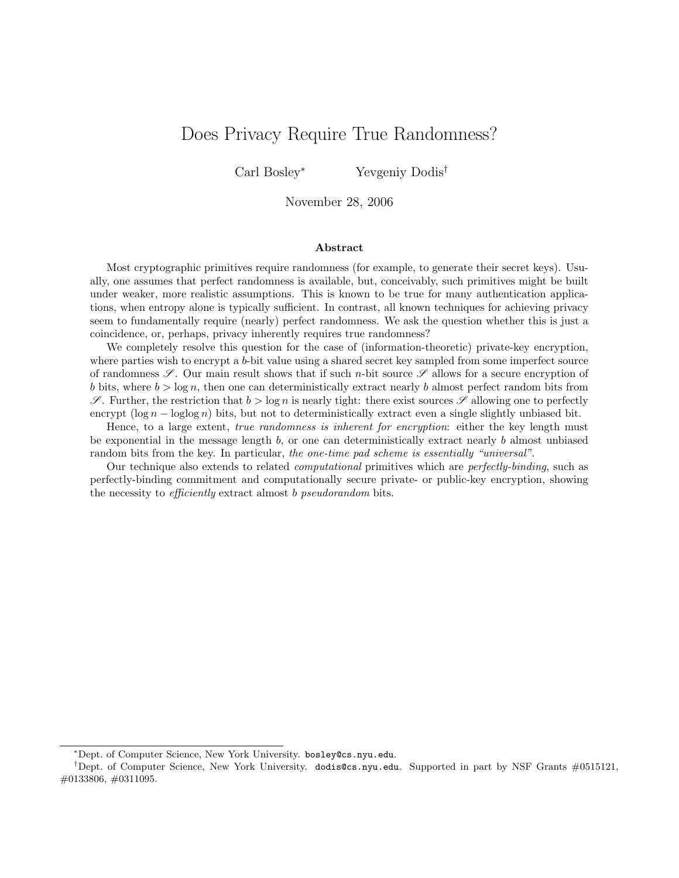# Does Privacy Require True Randomness?

Carl Bosley[*] Yevgeniy Dodis[†]

November 28, 2006

## Abstract

Most cryptographic primitives require randomness (for example, to generate their secret keys). Usually, one assumes that perfect randomness is available, but, conceivably, such primitives might be built under weaker, more realistic assumptions. This is known to be true for many authentication applications, when entropy alone is typically sufficient. In contrast, all known techniques for achieving privacy seem to fundamentally require (nearly) perfect randomness. We ask the question whether this is just a coincidence, or, perhaps, privacy inherently requires true randomness?

We completely resolve this question for the case of (information-theoretic) private-key encryption, where parties wish to encrypt a $b$-bit value using a shared secret key sampled from some imperfect source of randomness $\mathscr{S}$. Our main result shows that if such $n$-bit source $\mathscr{S}$ allows for a secure encryption of $b$ bits, where $b > \log n$, then one can deterministically extract nearly $b$ almost perfect random bits from $\mathscr{S}$. Further, the restriction that $b > \log n$ is nearly tight: there exist sources $\mathscr{S}$ allowing one to perfectly encrypt $(\log n - \log\log n)$ bits, but not to deterministically extract even a single slightly unbiased bit.

Hence, to a large extent, *true randomness is inherent for encryption*: either the key length must be exponential in the message length $b$, or one can deterministically extract nearly $b$ almost unbiased random bits from the key. In particular, *the one-time pad scheme is essentially "universal"*.

Our technique also extends to related *computational* primitives which are *perfectly-binding*, such as perfectly-binding commitment and computationally secure private- or public-key encryption, showing the necessity to *efficiently* extract almost $b$ *pseudorandom* bits.

---

[*] Dept. of Computer Science, New York University. `bosley@cs.nyu.edu`.

[†] Dept. of Computer Science, New York University. `dodis@cs.nyu.edu`. Supported in part by NSF Grants #0515121, #0133806, #0311095.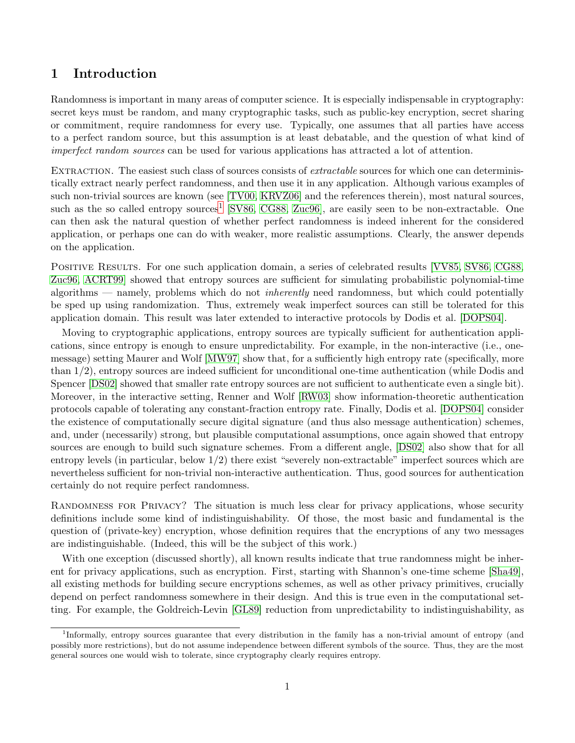## 1 Introduction

Randomness is important in many areas of computer science. It is especially indispensable in cryptography: secret keys must be random, and many cryptographic tasks, such as public-key encryption, secret sharing or commitment, require randomness for every use. Typically, one assumes that all parties have access to a perfect random source, but this assumption is at least debatable, and the question of what kind of *imperfect random sources* can be used for various applications has attracted a lot of attention.

EXTRACTION. The easiest such class of sources consists of *extractable* sources for which one can deterministically extract nearly perfect randomness, and then use it in any application. Although various examples of such non-trivial sources are known (see [TV00, KRVZ06] and the references therein), most natural sources, such as the so called entropy sources[1] [SV86, CG88, Zuc96], are easily seen to be non-extractable. One can then ask the natural question of whether perfect randomness is indeed inherent for the considered application, or perhaps one can do with weaker, more realistic assumptions. Clearly, the answer depends on the application.

POSITIVE RESULTS. For one such application domain, a series of celebrated results [VV85, SV86, CG88, Zuc96, ACRT99] showed that entropy sources are sufficient for simulating probabilistic polynomial-time algorithms — namely, problems which do not *inherently* need randomness, but which could potentially be sped up using randomization. Thus, extremely weak imperfect sources can still be tolerated for this application domain. This result was later extended to interactive protocols by Dodis et al. [DOPS04].

Moving to cryptographic applications, entropy sources are typically sufficient for authentication applications, since entropy is enough to ensure unpredictability. For example, in the non-interactive (i.e., one-message) setting Maurer and Wolf [MW97] show that, for a sufficiently high entropy rate (specifically, more than 1/2), entropy sources are indeed sufficient for unconditional one-time authentication (while Dodis and Spencer [DS02] showed that smaller rate entropy sources are not sufficient to authenticate even a single bit). Moreover, in the interactive setting, Renner and Wolf [RW03] show information-theoretic authentication protocols capable of tolerating any constant-fraction entropy rate. Finally, Dodis et al. [DOPS04] consider the existence of computationally secure digital signature (and thus also message authentication) schemes, and, under (necessarily) strong, but plausible computational assumptions, once again showed that entropy sources are enough to build such signature schemes. From a different angle, [DS02] also show that for all entropy levels (in particular, below 1/2) there exist "severely non-extractable" imperfect sources which are nevertheless sufficient for non-trivial non-interactive authentication. Thus, good sources for authentication certainly do not require perfect randomness.

RANDOMNESS FOR PRIVACY? The situation is much less clear for privacy applications, whose security definitions include some kind of indistinguishability. Of those, the most basic and fundamental is the question of (private-key) encryption, whose definition requires that the encryptions of any two messages are indistinguishable. (Indeed, this will be the subject of this work.)

With one exception (discussed shortly), all known results indicate that true randomness might be inherent for privacy applications, such as encryption. First, starting with Shannon's one-time scheme [Sha49], all existing methods for building secure encryptions schemes, as well as other privacy primitives, crucially depend on perfect randomness somewhere in their design. And this is true even in the computational setting. For example, the Goldreich-Levin [GL89] reduction from unpredictability to indistinguishability, as

[1] Informally, entropy sources guarantee that every distribution in the family has a non-trivial amount of entropy (and possibly more restrictions), but do not assume independence between different symbols of the source. Thus, they are the most general sources one would wish to tolerate, since cryptography clearly requires entropy.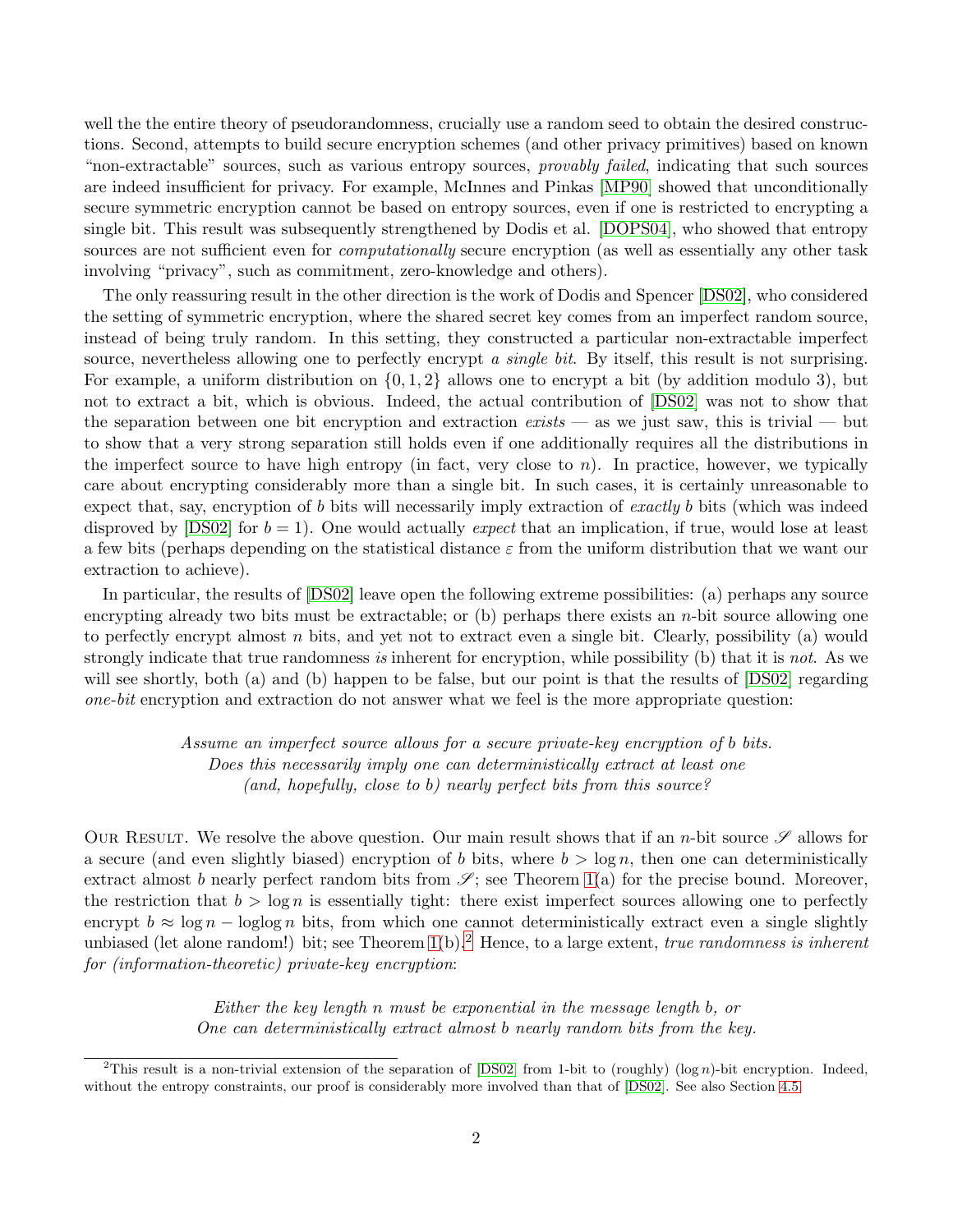well the the entire theory of pseudorandomness, crucially use a random seed to obtain the desired constructions. Second, attempts to build secure encryption schemes (and other privacy primitives) based on known "non-extractable" sources, such as various entropy sources, *provably failed*, indicating that such sources are indeed insufficient for privacy. For example, McInnes and Pinkas [MP90] showed that unconditionally secure symmetric encryption cannot be based on entropy sources, even if one is restricted to encrypting a single bit. This result was subsequently strengthened by Dodis et al. [DOPS04], who showed that entropy sources are not sufficient even for *computationally* secure encryption (as well as essentially any other task involving "privacy", such as commitment, zero-knowledge and others).

The only reassuring result in the other direction is the work of Dodis and Spencer [DS02], who considered the setting of symmetric encryption, where the shared secret key comes from an imperfect random source, instead of being truly random. In this setting, they constructed a particular non-extractable imperfect source, nevertheless allowing one to perfectly encrypt *a single bit*. By itself, this result is not surprising. For example, a uniform distribution on $\{0, 1, 2\}$ allows one to encrypt a bit (by addition modulo 3), but not to extract a bit, which is obvious. Indeed, the actual contribution of [DS02] was not to show that the separation between one bit encryption and extraction *exists* — as we just saw, this is trivial — but to show that a very strong separation still holds even if one additionally requires all the distributions in the imperfect source to have high entropy (in fact, very close to $n$). In practice, however, we typically care about encrypting considerably more than a single bit. In such cases, it is certainly unreasonable to expect that, say, encryption of $b$ bits will necessarily imply extraction of *exactly* $b$ bits (which was indeed disproved by [DS02] for $b = 1$). One would actually *expect* that an implication, if true, would lose at least a few bits (perhaps depending on the statistical distance $\varepsilon$ from the uniform distribution that we want our extraction to achieve).

In particular, the results of [DS02] leave open the following extreme possibilities: (a) perhaps any source encrypting already two bits must be extractable; or (b) perhaps there exists an $n$-bit source allowing one to perfectly encrypt almost $n$ bits, and yet not to extract even a single bit. Clearly, possibility (a) would strongly indicate that true randomness *is* inherent for encryption, while possibility (b) that it is *not*. As we will see shortly, both (a) and (b) happen to be false, but our point is that the results of [DS02] regarding *one-bit* encryption and extraction do not answer what we feel is the more appropriate question:

*Assume an imperfect source allows for a secure private-key encryption of b bits. Does this necessarily imply one can deterministically extract at least one (and, hopefully, close to b) nearly perfect bits from this source?*

Our Result. We resolve the above question. Our main result shows that if an $n$-bit source $\mathscr{S}$ allows for a secure (and even slightly biased) encryption of $b$ bits, where $b > \log n$, then one can deterministically extract almost $b$ nearly perfect random bits from $\mathscr{S}$; see Theorem 1(a) for the precise bound. Moreover, the restriction that $b > \log n$ is essentially tight: there exist imperfect sources allowing one to perfectly encrypt $b \approx \log n - \operatorname{loglog} n$ bits, from which one cannot deterministically extract even a single slightly unbiased (let alone random!) bit; see Theorem 1(b).[2] Hence, to a large extent, *true randomness is inherent for (information-theoretic) private-key encryption*:

*Either the key length n must be exponential in the message length b, or*
*One can deterministically extract almost b nearly random bits from the key.*

[2] This result is a non-trivial extension of the separation of [DS02] from 1-bit to (roughly) $(\log n)$-bit encryption. Indeed, without the entropy constraints, our proof is considerably more involved than that of [DS02]. See also Section 4.5.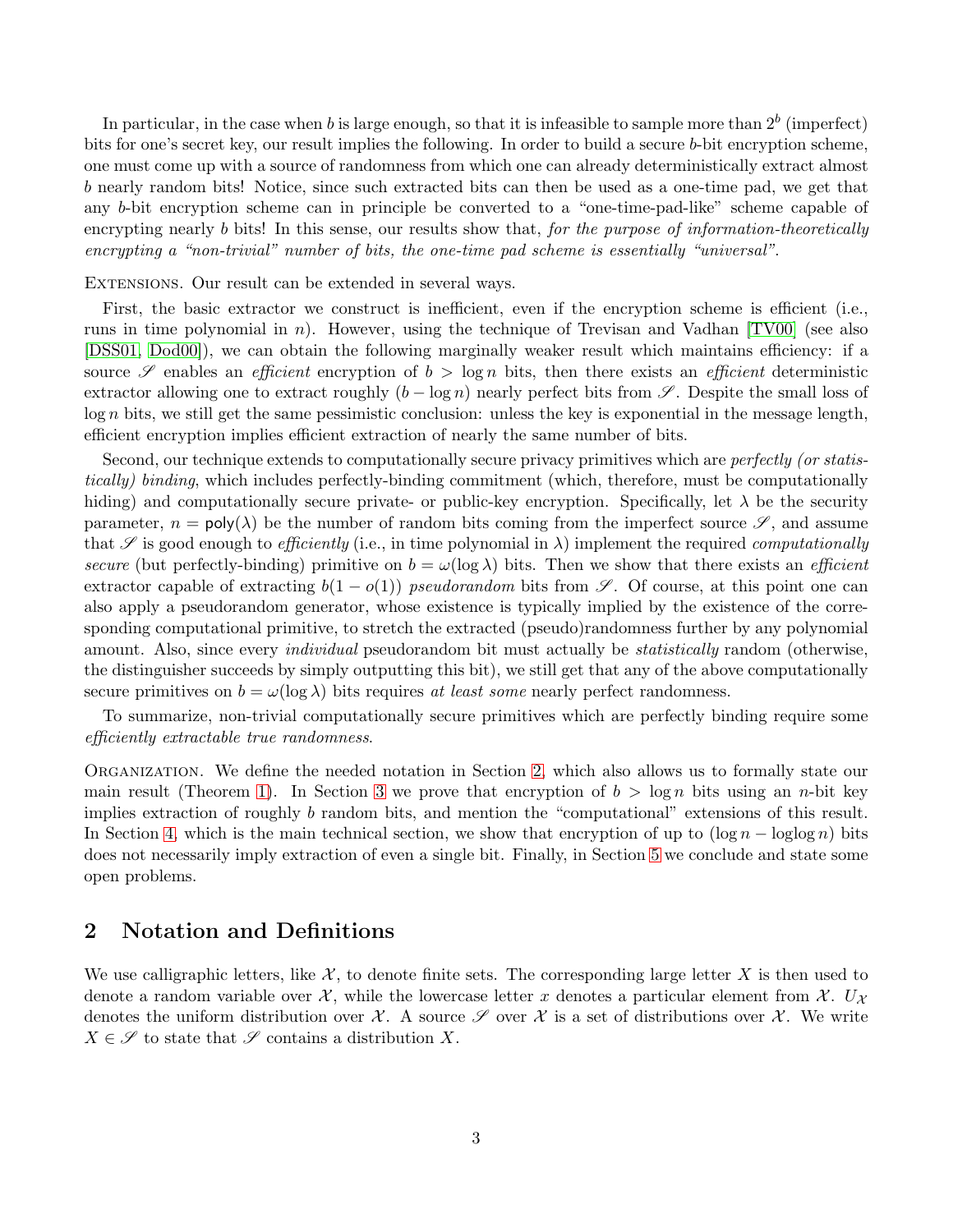In particular, in the case when $b$ is large enough, so that it is infeasible to sample more than $2^b$ (imperfect) bits for one's secret key, our result implies the following. In order to build a secure $b$-bit encryption scheme, one must come up with a source of randomness from which one can already deterministically extract almost $b$ nearly random bits! Notice, since such extracted bits can then be used as a one-time pad, we get that any $b$-bit encryption scheme can in principle be converted to a "one-time-pad-like" scheme capable of encrypting nearly $b$ bits! In this sense, our results show that, *for the purpose of information-theoretically encrypting a "non-trivial" number of bits, the one-time pad scheme is essentially "universal"*.

Extensions. Our result can be extended in several ways.

First, the basic extractor we construct is inefficient, even if the encryption scheme is efficient (i.e., runs in time polynomial in $n$). However, using the technique of Trevisan and Vadhan [TV00] (see also [DSS01, Dod00]), we can obtain the following marginally weaker result which maintains efficiency: if a source $\mathscr{S}$ enables an *efficient* encryption of $b > \log n$ bits, then there exists an *efficient* deterministic extractor allowing one to extract roughly $(b - \log n)$ nearly perfect bits from $\mathscr{S}$. Despite the small loss of $\log n$ bits, we still get the same pessimistic conclusion: unless the key is exponential in the message length, efficient encryption implies efficient extraction of nearly the same number of bits.

Second, our technique extends to computationally secure privacy primitives which are *perfectly (or statistically) binding*, which includes perfectly-binding commitment (which, therefore, must be computationally hiding) and computationally secure private- or public-key encryption. Specifically, let $\lambda$ be the security parameter, $n = \mathsf{poly}(\lambda)$ be the number of random bits coming from the imperfect source $\mathscr{S}$, and assume that $\mathscr{S}$ is good enough to *efficiently* (i.e., in time polynomial in $\lambda$) implement the required *computationally secure* (but perfectly-binding) primitive on $b = \omega(\log \lambda)$ bits. Then we show that there exists an *efficient* extractor capable of extracting $b(1 - o(1))$ *pseudorandom* bits from $\mathscr{S}$. Of course, at this point one can also apply a pseudorandom generator, whose existence is typically implied by the existence of the corresponding computational primitive, to stretch the extracted (pseudo)randomness further by any polynomial amount. Also, since every *individual* pseudorandom bit must actually be *statistically* random (otherwise, the distinguisher succeeds by simply outputting this bit), we still get that any of the above computationally secure primitives on $b = \omega(\log \lambda)$ bits requires *at least some* nearly perfect randomness.

To summarize, non-trivial computationally secure primitives which are perfectly binding require some *efficiently extractable true randomness*.

Organization. We define the needed notation in Section 2, which also allows us to formally state our main result (Theorem 1). In Section 3 we prove that encryption of $b > \log n$ bits using an $n$-bit key implies extraction of roughly $b$ random bits, and mention the "computational" extensions of this result. In Section 4, which is the main technical section, we show that encryption of up to $(\log n - \log\log n)$ bits does not necessarily imply extraction of even a single bit. Finally, in Section 5 we conclude and state some open problems.

## 2 Notation and Definitions

We use calligraphic letters, like $\mathcal{X}$, to denote finite sets. The corresponding large letter $X$ is then used to denote a random variable over $\mathcal{X}$, while the lowercase letter $x$ denotes a particular element from $\mathcal{X}$. $U_{\mathcal{X}}$ denotes the uniform distribution over $\mathcal{X}$. A source $\mathscr{S}$ over $\mathcal{X}$ is a set of distributions over $\mathcal{X}$. We write $X \in \mathscr{S}$ to state that $\mathscr{S}$ contains a distribution $X$.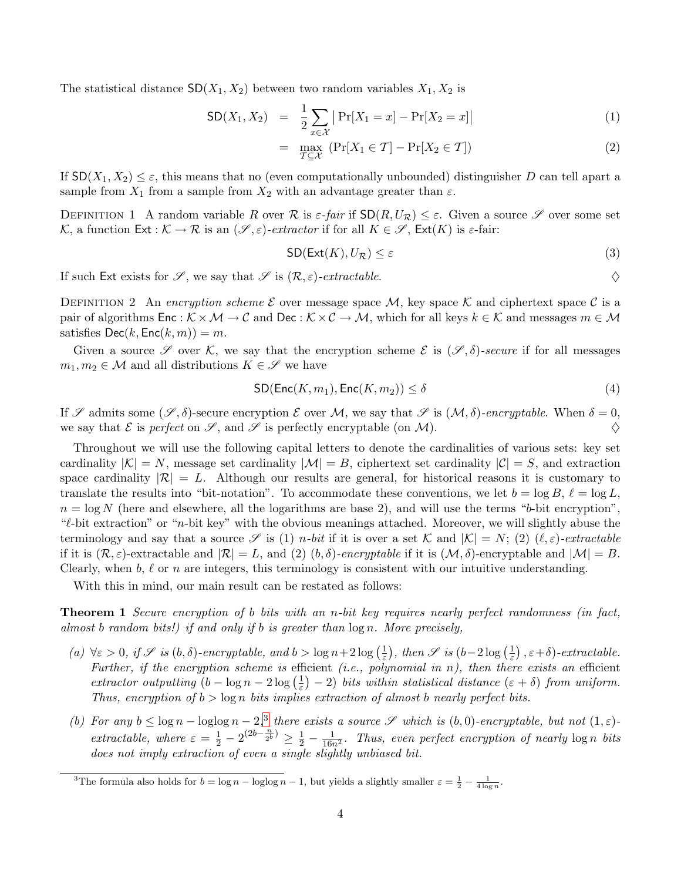The statistical distance $\mathsf{SD}(X_1, X_2)$ between two random variables $X_1, X_2$ is

$$\mathsf{SD}(X_1, X_2) = \frac{1}{2} \sum_{x \in \mathcal{X}} \big| \Pr[X_1 = x] - \Pr[X_2 = x] \big| \tag{1}$$

$$= \max_{\mathcal{T} \subseteq \mathcal{X}} \left( \Pr[X_1 \in \mathcal{T}] - \Pr[X_2 \in \mathcal{T}] \right) \tag{2}$$

If $\mathsf{SD}(X_1, X_2) \le \varepsilon$, this means that no (even computationally unbounded) distinguisher $D$ can tell apart a sample from $X_1$ from a sample from $X_2$ with an advantage greater than $\varepsilon$.

Definition 1 A random variable $R$ over $\mathcal{R}$ is *$\varepsilon$-fair* if $\mathsf{SD}(R, U_{\mathcal{R}}) \le \varepsilon$. Given a source $\mathscr{S}$ over some set $\mathcal{K}$, a function $\mathsf{Ext} : \mathcal{K} \to \mathcal{R}$ is an *$(\mathscr{S}, \varepsilon)$-extractor* if for all $K \in \mathscr{S}$, $\mathsf{Ext}(K)$ is $\varepsilon$-fair:

$$\mathsf{SD}(\mathsf{Ext}(K), U_{\mathcal{R}}) \le \varepsilon \tag{3}$$

If such $\mathsf{Ext}$ exists for $\mathscr{S}$, we say that $\mathscr{S}$ is *$(\mathcal{R}, \varepsilon)$-extractable.* $\diamondsuit$

Definition 2 An *encryption scheme* $\mathcal{E}$ over message space $\mathcal{M}$, key space $\mathcal{K}$ and ciphertext space $\mathcal{C}$ is a pair of algorithms $\mathsf{Enc} : \mathcal{K} \times \mathcal{M} \to \mathcal{C}$ and $\mathsf{Dec} : \mathcal{K} \times \mathcal{C} \to \mathcal{M}$, which for all keys $k \in \mathcal{K}$ and messages $m \in \mathcal{M}$ satisfies $\mathsf{Dec}(k, \mathsf{Enc}(k, m)) = m$.

Given a source $\mathscr{S}$ over $\mathcal{K}$, we say that the encryption scheme $\mathcal{E}$ is *$(\mathscr{S}, \delta)$-secure* if for all messages $m_1, m_2 \in \mathcal{M}$ and all distributions $K \in \mathscr{S}$ we have

$$\mathsf{SD}(\mathsf{Enc}(K, m_1), \mathsf{Enc}(K, m_2)) \le \delta \tag{4}$$

If $\mathscr{S}$ admits some $(\mathscr{S}, \delta)$-secure encryption $\mathcal{E}$ over $\mathcal{M}$, we say that $\mathscr{S}$ is *$(\mathcal{M}, \delta)$-encryptable.* When $\delta = 0$, we say that $\mathcal{E}$ is *perfect* on $\mathscr{S}$, and $\mathscr{S}$ is perfectly encryptable (on $\mathcal{M}$). $\diamondsuit$

Throughout we will use the following capital letters to denote the cardinalities of various sets: key set cardinality $|\mathcal{K}| = N$, message set cardinality $|\mathcal{M}| = B$, ciphertext set cardinality $|\mathcal{C}| = S$, and extraction space cardinality $|\mathcal{R}| = L$. Although our results are general, for historical reasons it is customary to translate the results into "bit-notation". To accommodate these conventions, we let $b = \log B$, $\ell = \log L$, $n = \log N$ (here and elsewhere, all the logarithms are base 2), and will use the terms "$b$-bit encryption", "$\ell$-bit extraction" or "$n$-bit key" with the obvious meanings attached. Moreover, we will slightly abuse the terminology and say that a source $\mathscr{S}$ is (1) *$n$-bit* if it is over a set $\mathcal{K}$ and $|\mathcal{K}| = N$; (2) *$(\ell, \varepsilon)$-extractable* if it is $(\mathcal{R}, \varepsilon)$-extractable and $|\mathcal{R}| = L$, and (2) *$(b, \delta)$-encryptable* if it is $(\mathcal{M}, \delta)$-encryptable and $|\mathcal{M}| = B$. Clearly, when $b$, $\ell$ or $n$ are integers, this terminology is consistent with our intuitive understanding.

With this in mind, our main result can be restated as follows:

**Theorem 1** *Secure encryption of $b$ bits with an $n$-bit key requires nearly perfect randomness (in fact, almost $b$ random bits!) if and only if $b$ is greater than $\log n$. More precisely,*

*(a) $\forall \varepsilon > 0$, if $\mathscr{S}$ is $(b, \delta)$-encryptable, and $b > \log n + 2\log\left(\frac{1}{\varepsilon}\right)$, then $\mathscr{S}$ is $\left(b - 2\log\left(\frac{1}{\varepsilon}\right), \varepsilon + \delta\right)$-extractable. Further, if the encryption scheme is* efficient *(i.e., polynomial in $n$), then there exists an* efficient *extractor outputting $\left(b - \log n - 2\log\left(\frac{1}{\varepsilon}\right) - 2\right)$ bits within statistical distance $(\varepsilon + \delta)$ from uniform. Thus, encryption of $b > \log n$ bits implies extraction of almost $b$ nearly perfect bits.*

*(b) For any $b \le \log n - \log\log n - 2$,[3] there exists a source $\mathscr{S}$ which is $(b, 0)$-encryptable, but not $(1, \varepsilon)$-extractable, where $\varepsilon = \frac{1}{2} - 2^{\left(2b - \frac{n}{2^b}\right)} \ge \frac{1}{2} - \frac{1}{16n^2}$. Thus, even perfect encryption of nearly $\log n$ bits does not imply extraction of even a single slightly unbiased bit.*

[3] The formula also holds for $b = \log n - \log\log n - 1$, but yields a slightly smaller $\varepsilon = \frac{1}{2} - \frac{1}{4 \log n}$.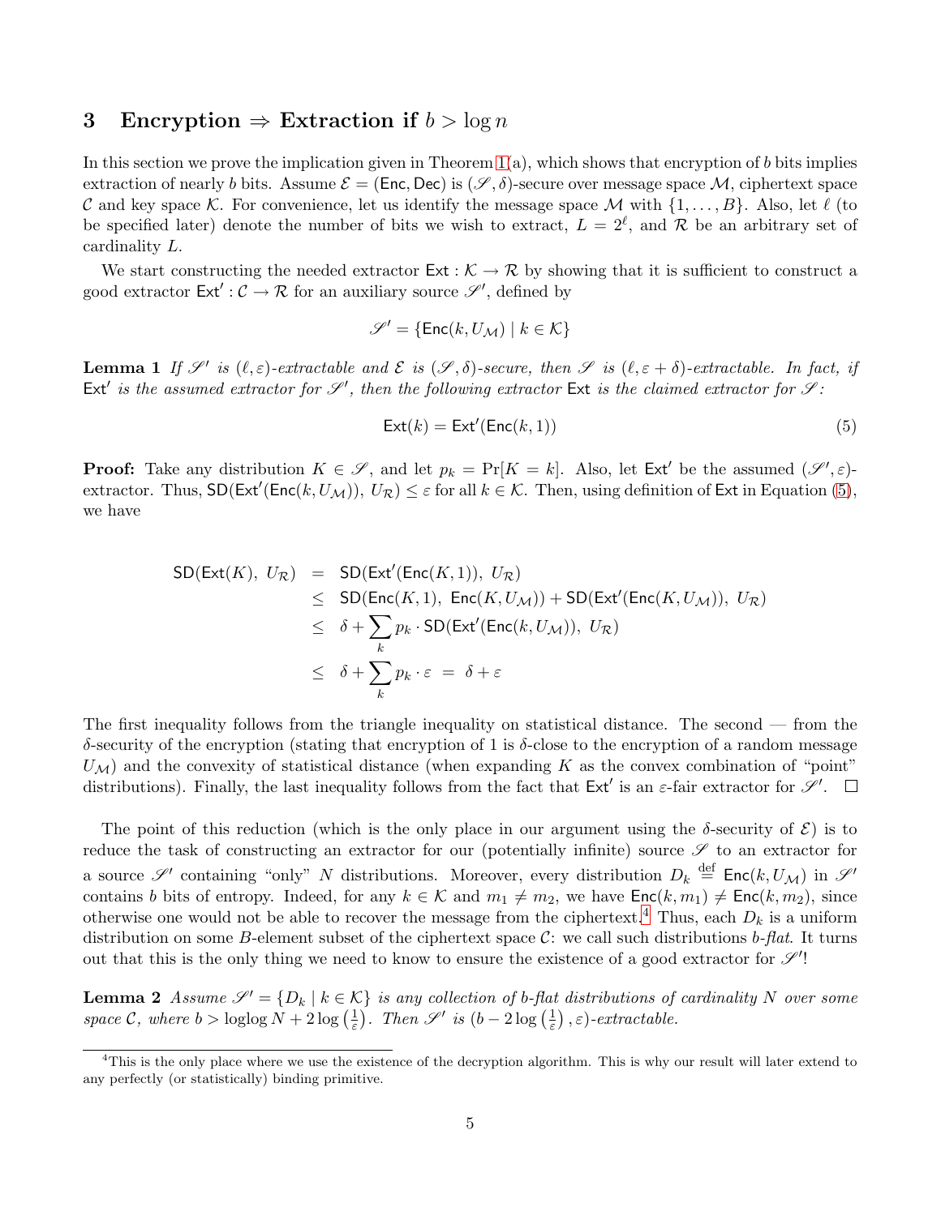## 3 Encryption $\Rightarrow$ Extraction if $b > \log n$

In this section we prove the implication given in Theorem 1(a), which shows that encryption of $b$ bits implies extraction of nearly $b$ bits. Assume $\mathcal{E} = (\mathsf{Enc}, \mathsf{Dec})$ is $(\mathscr{S}, \delta)$-secure over message space $\mathcal{M}$, ciphertext space $\mathcal{C}$ and key space $\mathcal{K}$. For convenience, let us identify the message space $\mathcal{M}$ with $\{1, \ldots, B\}$. Also, let $\ell$ (to be specified later) denote the number of bits we wish to extract, $L = 2^\ell$, and $\mathcal{R}$ be an arbitrary set of cardinality $L$.

We start constructing the needed extractor $\mathsf{Ext} : \mathcal{K} \to \mathcal{R}$ by showing that it is sufficient to construct a good extractor $\mathsf{Ext}' : \mathcal{C} \to \mathcal{R}$ for an auxiliary source $\mathscr{S}'$, defined by

$$\mathscr{S}' = \{\mathsf{Enc}(k, U_\mathcal{M}) \mid k \in \mathcal{K}\}$$

**Lemma 1** *If $\mathscr{S}'$ is $(\ell, \varepsilon)$-extractable and $\mathcal{E}$ is $(\mathscr{S}, \delta)$-secure, then $\mathscr{S}$ is $(\ell, \varepsilon + \delta)$-extractable. In fact, if $\mathsf{Ext}'$ is the assumed extractor for $\mathscr{S}'$, then the following extractor $\mathsf{Ext}$ is the claimed extractor for $\mathscr{S}$:*

$$\mathsf{Ext}(k) = \mathsf{Ext}'(\mathsf{Enc}(k, 1)) \tag{5}$$

**Proof:** Take any distribution $K \in \mathscr{S}$, and let $p_k = \Pr[K = k]$. Also, let $\mathsf{Ext}'$ be the assumed $(\mathscr{S}', \varepsilon)$-extractor. Thus, $\mathsf{SD}(\mathsf{Ext}'(\mathsf{Enc}(k, U_\mathcal{M})),\ U_\mathcal{R}) \leq \varepsilon$ for all $k \in \mathcal{K}$. Then, using definition of $\mathsf{Ext}$ in Equation (5), we have

$$\begin{aligned}
\mathsf{SD}(\mathsf{Ext}(K),\ U_\mathcal{R}) &= \mathsf{SD}(\mathsf{Ext}'(\mathsf{Enc}(K, 1)),\ U_\mathcal{R}) \\
&\leq \mathsf{SD}(\mathsf{Enc}(K, 1),\ \mathsf{Enc}(K, U_\mathcal{M})) + \mathsf{SD}(\mathsf{Ext}'(\mathsf{Enc}(K, U_\mathcal{M})),\ U_\mathcal{R}) \\
&\leq \delta + \sum_k p_k \cdot \mathsf{SD}(\mathsf{Ext}'(\mathsf{Enc}(k, U_\mathcal{M})),\ U_\mathcal{R}) \\
&\leq \delta + \sum_k p_k \cdot \varepsilon \ = \ \delta + \varepsilon
\end{aligned}$$

The first inequality follows from the triangle inequality on statistical distance. The second — from the $\delta$-security of the encryption (stating that encryption of 1 is $\delta$-close to the encryption of a random message $U_\mathcal{M}$) and the convexity of statistical distance (when expanding $K$ as the convex combination of "point" distributions). Finally, the last inequality follows from the fact that $\mathsf{Ext}'$ is an $\varepsilon$-fair extractor for $\mathscr{S}'$. $\square$

The point of this reduction (which is the only place in our argument using the $\delta$-security of $\mathcal{E}$) is to reduce the task of constructing an extractor for our (potentially infinite) source $\mathscr{S}$ to an extractor for a source $\mathscr{S}'$ containing "only" $N$ distributions. Moreover, every distribution $D_k \stackrel{\text{def}}{=} \mathsf{Enc}(k, U_\mathcal{M})$ in $\mathscr{S}'$ contains $b$ bits of entropy. Indeed, for any $k \in \mathcal{K}$ and $m_1 \neq m_2$, we have $\mathsf{Enc}(k, m_1) \neq \mathsf{Enc}(k, m_2)$, since otherwise one would not be able to recover the message from the ciphertext.[4] Thus, each $D_k$ is a uniform distribution on some $B$-element subset of the ciphertext space $\mathcal{C}$: we call such distributions $b$-*flat*. It turns out that this is the only thing we need to know to ensure the existence of a good extractor for $\mathscr{S}'$!

**Lemma 2** *Assume $\mathscr{S}' = \{D_k \mid k \in \mathcal{K}\}$ is any collection of $b$-flat distributions of cardinality $N$ over some space $\mathcal{C}$, where $b > \log\log N + 2\log\left(\frac{1}{\varepsilon}\right)$. Then $\mathscr{S}'$ is $\left(b - 2\log\left(\frac{1}{\varepsilon}\right), \varepsilon\right)$-extractable.*

[4] This is the only place where we use the existence of the decryption algorithm. This is why our result will later extend to any perfectly (or statistically) binding primitive.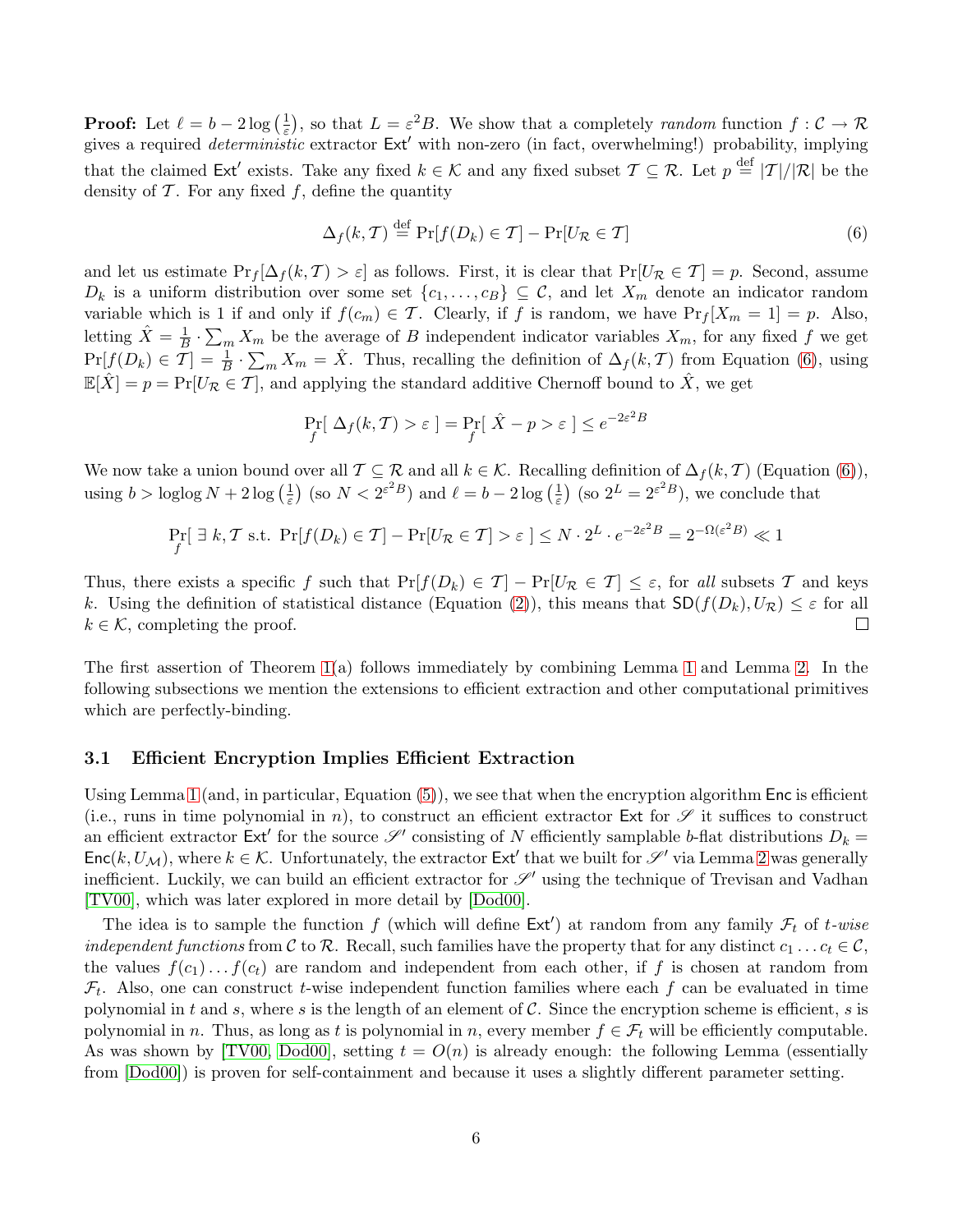**Proof:** Let $\ell = b - 2\log\left(\frac{1}{\varepsilon}\right)$, so that $L = \varepsilon^2 B$. We show that a completely *random* function $f : \mathcal{C} \to \mathcal{R}$ gives a required *deterministic* extractor $\mathsf{Ext}'$ with non-zero (in fact, overwhelming!) probability, implying that the claimed $\mathsf{Ext}'$ exists. Take any fixed $k \in \mathcal{K}$ and any fixed subset $\mathcal{T} \subseteq \mathcal{R}$. Let $p \stackrel{\text{def}}{=} |\mathcal{T}|/|\mathcal{R}|$ be the density of $\mathcal{T}$. For any fixed $f$, define the quantity

$$\Delta_f(k, \mathcal{T}) \stackrel{\text{def}}{=} \Pr[f(D_k) \in \mathcal{T}] - \Pr[U_{\mathcal{R}} \in \mathcal{T}] \tag{6}$$

and let us estimate $\Pr_f[\Delta_f(k, \mathcal{T}) > \varepsilon]$ as follows. First, it is clear that $\Pr[U_{\mathcal{R}} \in \mathcal{T}] = p$. Second, assume $D_k$ is a uniform distribution over some set $\{c_1, \ldots, c_B\} \subseteq \mathcal{C}$, and let $X_m$ denote an indicator random variable which is 1 if and only if $f(c_m) \in \mathcal{T}$. Clearly, if $f$ is random, we have $\Pr_f[X_m = 1] = p$. Also, letting $\hat{X} = \frac{1}{B} \cdot \sum_m X_m$ be the average of $B$ independent indicator variables $X_m$, for any fixed $f$ we get $\Pr[f(D_k) \in \mathcal{T}] = \frac{1}{B} \cdot \sum_m X_m = \hat{X}$. Thus, recalling the definition of $\Delta_f(k, \mathcal{T})$ from Equation (6), using $\mathbb{E}[\hat{X}] = p = \Pr[U_{\mathcal{R}} \in \mathcal{T}]$, and applying the standard additive Chernoff bound to $\hat{X}$, we get

$$\Pr_f[\ \Delta_f(k, \mathcal{T}) > \varepsilon\ ] = \Pr_f[\ \hat{X} - p > \varepsilon\ ] \le e^{-2\varepsilon^2 B}$$

We now take a union bound over all $\mathcal{T} \subseteq \mathcal{R}$ and all $k \in \mathcal{K}$. Recalling definition of $\Delta_f(k, \mathcal{T})$ (Equation (6)), using $b > \log\log N + 2\log\left(\frac{1}{\varepsilon}\right)$ (so $N < 2^{\varepsilon^2 B}$) and $\ell = b - 2\log\left(\frac{1}{\varepsilon}\right)$ (so $2^L = 2^{\varepsilon^2 B}$), we conclude that

$$\Pr_f[\ \exists\ k, \mathcal{T} \text{ s.t. } \Pr[f(D_k) \in \mathcal{T}] - \Pr[U_{\mathcal{R}} \in \mathcal{T}] > \varepsilon\ ] \le N \cdot 2^L \cdot e^{-2\varepsilon^2 B} = 2^{-\Omega(\varepsilon^2 B)} \ll 1$$

Thus, there exists a specific $f$ such that $\Pr[f(D_k) \in \mathcal{T}] - \Pr[U_{\mathcal{R}} \in \mathcal{T}] \le \varepsilon$, for *all* subsets $\mathcal{T}$ and keys $k$. Using the definition of statistical distance (Equation (2)), this means that $\mathsf{SD}(f(D_k), U_{\mathcal{R}}) \le \varepsilon$ for all $k \in \mathcal{K}$, completing the proof. □

The first assertion of Theorem 1(a) follows immediately by combining Lemma 1 and Lemma 2. In the following subsections we mention the extensions to efficient extraction and other computational primitives which are perfectly-binding.

### 3.1 Efficient Encryption Implies Efficient Extraction

Using Lemma 1 (and, in particular, Equation (5)), we see that when the encryption algorithm $\mathsf{Enc}$ is efficient (i.e., runs in time polynomial in $n$), to construct an efficient extractor $\mathsf{Ext}$ for $\mathscr{S}$ it suffices to construct an efficient extractor $\mathsf{Ext}'$ for the source $\mathscr{S}'$ consisting of $N$ efficiently samplable $b$-flat distributions $D_k = \mathsf{Enc}(k, U_{\mathcal{M}})$, where $k \in \mathcal{K}$. Unfortunately, the extractor $\mathsf{Ext}'$ that we built for $\mathscr{S}'$ via Lemma 2 was generally inefficient. Luckily, we can build an efficient extractor for $\mathscr{S}'$ using the technique of Trevisan and Vadhan [TV00], which was later explored in more detail by [Dod00].

The idea is to sample the function $f$ (which will define $\mathsf{Ext}'$) at random from any family $\mathcal{F}_t$ of *t-wise independent functions* from $\mathcal{C}$ to $\mathcal{R}$. Recall, such families have the property that for any distinct $c_1 \ldots c_t \in \mathcal{C}$, the values $f(c_1) \ldots f(c_t)$ are random and independent from each other, if $f$ is chosen at random from $\mathcal{F}_t$. Also, one can construct $t$-wise independent function families where each $f$ can be evaluated in time polynomial in $t$ and $s$, where $s$ is the length of an element of $\mathcal{C}$. Since the encryption scheme is efficient, $s$ is polynomial in $n$. Thus, as long as $t$ is polynomial in $n$, every member $f \in \mathcal{F}_t$ will be efficiently computable. As was shown by [TV00, Dod00], setting $t = O(n)$ is already enough: the following Lemma (essentially from [Dod00]) is proven for self-containment and because it uses a slightly different parameter setting.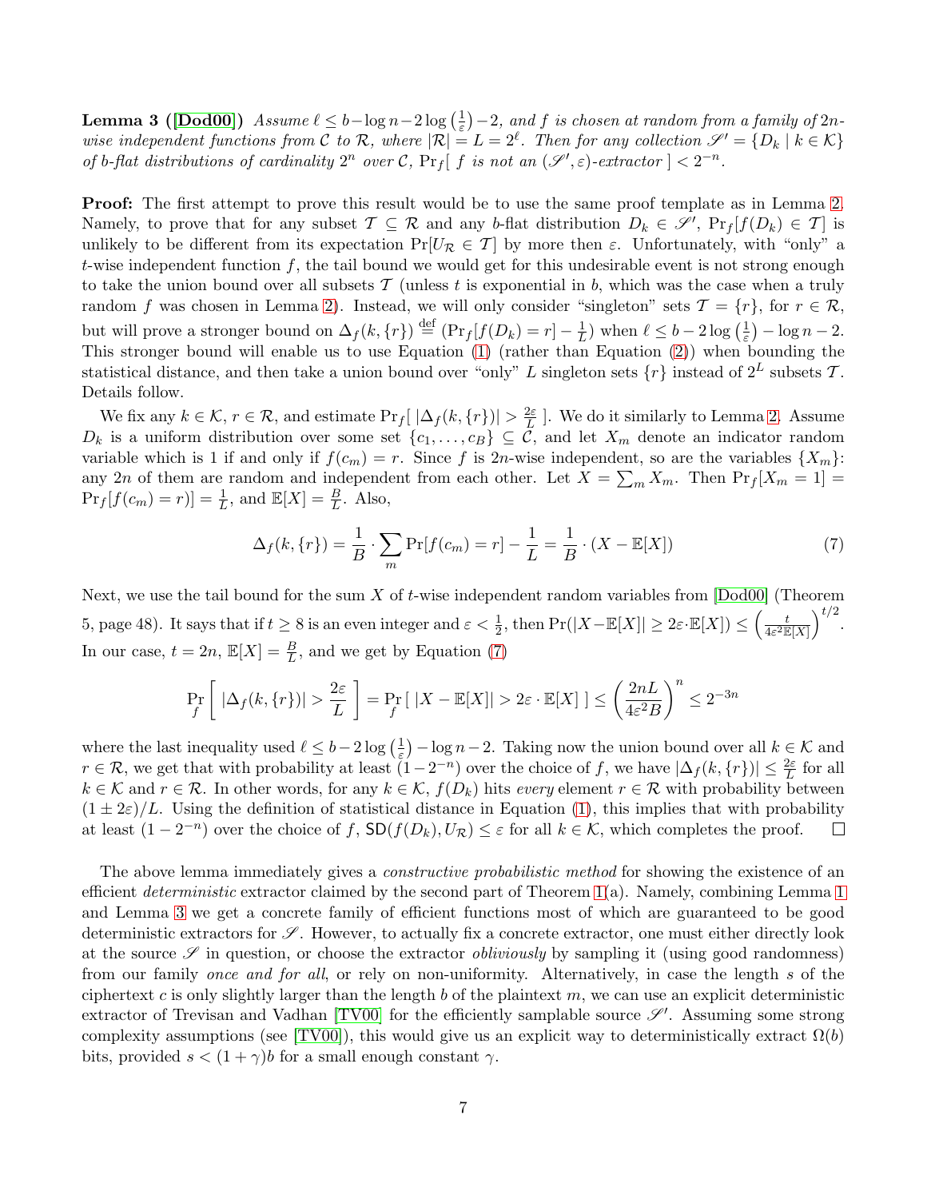**Lemma 3 ([Dod00])** *Assume $\ell \leq b - \log n - 2\log\left(\frac{1}{\varepsilon}\right) - 2$, and $f$ is chosen at random from a family of $2n$-wise independent functions from $\mathcal{C}$ to $\mathcal{R}$, where $|\mathcal{R}| = L = 2^\ell$. Then for any collection $\mathscr{S}' = \{D_k \mid k \in \mathcal{K}\}$ of $b$-flat distributions of cardinality $2^n$ over $\mathcal{C}$, $\Pr_f[\ f$ is not an $(\mathscr{S}', \varepsilon)$-extractor $] < 2^{-n}$.*

**Proof:** The first attempt to prove this result would be to use the same proof template as in Lemma 2. Namely, to prove that for any subset $\mathcal{T} \subseteq \mathcal{R}$ and any $b$-flat distribution $D_k \in \mathscr{S}'$, $\Pr_f[f(D_k) \in \mathcal{T}]$ is unlikely to be different from its expectation $\Pr[U_\mathcal{R} \in \mathcal{T}]$ by more then $\varepsilon$. Unfortunately, with "only" a $t$-wise independent function $f$, the tail bound we would get for this undesirable event is not strong enough to take the union bound over all subsets $\mathcal{T}$ (unless $t$ is exponential in $b$, which was the case when a truly random $f$ was chosen in Lemma 2). Instead, we will only consider "singleton" sets $\mathcal{T} = \{r\}$, for $r \in \mathcal{R}$, but will prove a stronger bound on $\Delta_f(k, \{r\}) \stackrel{\text{def}}{=} (\Pr_f[f(D_k) = r] - \frac{1}{L})$ when $\ell \leq b - 2\log\left(\frac{1}{\varepsilon}\right) - \log n - 2$. This stronger bound will enable us to use Equation (1) (rather than Equation (2)) when bounding the statistical distance, and then take a union bound over "only" $L$ singleton sets $\{r\}$ instead of $2^L$ subsets $\mathcal{T}$. Details follow.

We fix any $k \in \mathcal{K}$, $r \in \mathcal{R}$, and estimate $\Pr_f[\ |\Delta_f(k, \{r\})| > \frac{2\varepsilon}{L}\ ]$. We do it similarly to Lemma 2. Assume $D_k$ is a uniform distribution over some set $\{c_1, \ldots, c_B\} \subseteq \mathcal{C}$, and let $X_m$ denote an indicator random variable which is 1 if and only if $f(c_m) = r$. Since $f$ is $2n$-wise independent, so are the variables $\{X_m\}$: any $2n$ of them are random and independent from each other. Let $X = \sum_m X_m$. Then $\Pr_f[X_m = 1] = \Pr_f[f(c_m) = r)] = \frac{1}{L}$, and $\mathbb{E}[X] = \frac{B}{L}$. Also,

$$\Delta_f(k, \{r\}) = \frac{1}{B} \cdot \sum_m \Pr[f(c_m) = r] - \frac{1}{L} = \frac{1}{B} \cdot (X - \mathbb{E}[X]) \tag{7}$$

Next, we use the tail bound for the sum $X$ of $t$-wise independent random variables from [Dod00] (Theorem 5, page 48). It says that if $t \geq 8$ is an even integer and $\varepsilon < \frac{1}{2}$, then $\Pr(|X - \mathbb{E}[X]| \geq 2\varepsilon \cdot \mathbb{E}[X]) \leq \left(\frac{t}{4\varepsilon^2 \mathbb{E}[X]}\right)^{t/2}$. In our case, $t = 2n$, $\mathbb{E}[X] = \frac{B}{L}$, and we get by Equation (7)

$$\Pr_f\left[\ |\Delta_f(k, \{r\})| > \frac{2\varepsilon}{L}\ \right] = \Pr_f[\ |X - \mathbb{E}[X]| > 2\varepsilon \cdot \mathbb{E}[X]\ ] \leq \left(\frac{2nL}{4\varepsilon^2 B}\right)^n \leq 2^{-3n}$$

where the last inequality used $\ell \leq b - 2\log\left(\frac{1}{\varepsilon}\right) - \log n - 2$. Taking now the union bound over all $k \in \mathcal{K}$ and $r \in \mathcal{R}$, we get that with probability at least $(1 - 2^{-n})$ over the choice of $f$, we have $|\Delta_f(k, \{r\})| \leq \frac{2\varepsilon}{L}$ for all $k \in \mathcal{K}$ and $r \in \mathcal{R}$. In other words, for any $k \in \mathcal{K}$, $f(D_k)$ hits *every* element $r \in \mathcal{R}$ with probability between $(1 \pm 2\varepsilon)/L$. Using the definition of statistical distance in Equation (1), this implies that with probability at least $(1 - 2^{-n})$ over the choice of $f$, $\mathsf{SD}(f(D_k), U_\mathcal{R}) \leq \varepsilon$ for all $k \in \mathcal{K}$, which completes the proof. $\square$

The above lemma immediately gives a *constructive probabilistic method* for showing the existence of an efficient *deterministic* extractor claimed by the second part of Theorem 1(a). Namely, combining Lemma 1 and Lemma 3 we get a concrete family of efficient functions most of which are guaranteed to be good deterministic extractors for $\mathscr{S}$. However, to actually fix a concrete extractor, one must either directly look at the source $\mathscr{S}$ in question, or choose the extractor *obliviously* by sampling it (using good randomness) from our family *once and for all*, or rely on non-uniformity. Alternatively, in case the length $s$ of the ciphertext $c$ is only slightly larger than the length $b$ of the plaintext $m$, we can use an explicit deterministic extractor of Trevisan and Vadhan [TV00] for the efficiently samplable source $\mathscr{S}'$. Assuming some strong complexity assumptions (see [TV00]), this would give us an explicit way to deterministically extract $\Omega(b)$ bits, provided $s < (1 + \gamma)b$ for a small enough constant $\gamma$.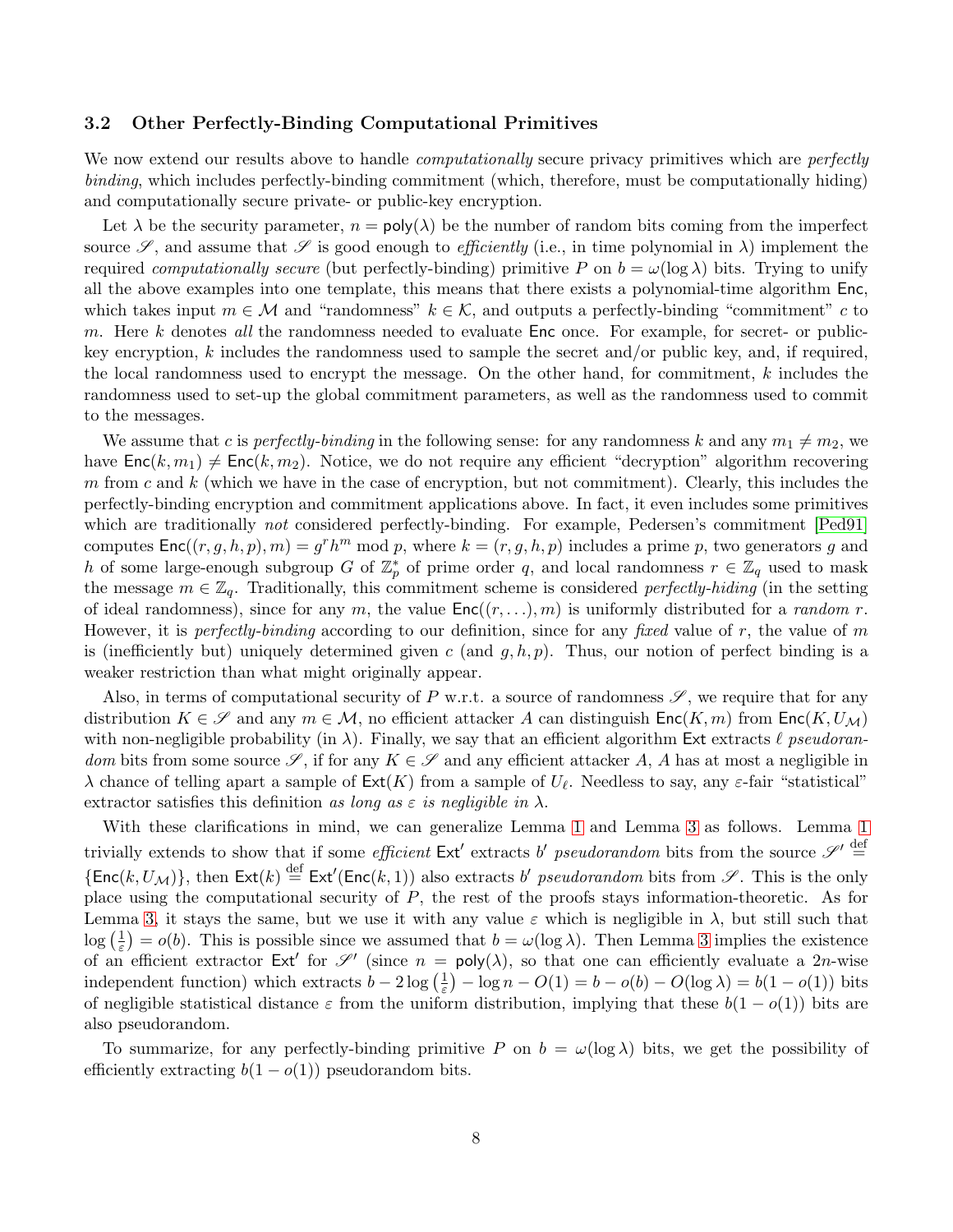### 3.2 Other Perfectly-Binding Computational Primitives

We now extend our results above to handle *computationally* secure privacy primitives which are *perfectly binding*, which includes perfectly-binding commitment (which, therefore, must be computationally hiding) and computationally secure private- or public-key encryption.

Let $\lambda$ be the security parameter, $n = \mathsf{poly}(\lambda)$ be the number of random bits coming from the imperfect source $\mathscr{S}$, and assume that $\mathscr{S}$ is good enough to *efficiently* (i.e., in time polynomial in $\lambda$) implement the required *computationally secure* (but perfectly-binding) primitive $P$ on $b = \omega(\log \lambda)$ bits. Trying to unify all the above examples into one template, this means that there exists a polynomial-time algorithm $\mathsf{Enc}$, which takes input $m \in \mathcal{M}$ and "randomness" $k \in \mathcal{K}$, and outputs a perfectly-binding "commitment" $c$ to $m$. Here $k$ denotes *all* the randomness needed to evaluate $\mathsf{Enc}$ once. For example, for secret- or public-key encryption, $k$ includes the randomness used to sample the secret and/or public key, and, if required, the local randomness used to encrypt the message. On the other hand, for commitment, $k$ includes the randomness used to set-up the global commitment parameters, as well as the randomness used to commit to the messages.

We assume that $c$ is *perfectly-binding* in the following sense: for any randomness $k$ and any $m_1 \neq m_2$, we have $\mathsf{Enc}(k, m_1) \neq \mathsf{Enc}(k, m_2)$. Notice, we do not require any efficient "decryption" algorithm recovering $m$ from $c$ and $k$ (which we have in the case of encryption, but not commitment). Clearly, this includes the perfectly-binding encryption and commitment applications above. In fact, it even includes some primitives which are traditionally *not* considered perfectly-binding. For example, Pedersen's commitment [Ped91] computes $\mathsf{Enc}((r, g, h, p), m) = g^r h^m \bmod p$, where $k = (r, g, h, p)$ includes a prime $p$, two generators $g$ and $h$ of some large-enough subgroup $G$ of $\mathbb{Z}_p^*$ of prime order $q$, and local randomness $r \in \mathbb{Z}_q$ used to mask the message $m \in \mathbb{Z}_q$. Traditionally, this commitment scheme is considered *perfectly-hiding* (in the setting of ideal randomness), since for any $m$, the value $\mathsf{Enc}((r, \ldots), m)$ is uniformly distributed for a *random* $r$. However, it is *perfectly-binding* according to our definition, since for any *fixed* value of $r$, the value of $m$ is (inefficiently but) uniquely determined given $c$ (and $g, h, p$). Thus, our notion of perfect binding is a weaker restriction than what might originally appear.

Also, in terms of computational security of $P$ w.r.t. a source of randomness $\mathscr{S}$, we require that for any distribution $K \in \mathscr{S}$ and any $m \in \mathcal{M}$, no efficient attacker $A$ can distinguish $\mathsf{Enc}(K, m)$ from $\mathsf{Enc}(K, U_{\mathcal{M}})$ with non-negligible probability (in $\lambda$). Finally, we say that an efficient algorithm $\mathsf{Ext}$ extracts $\ell$ *pseudorandom* bits from some source $\mathscr{S}$, if for any $K \in \mathscr{S}$ and any efficient attacker $A$, $A$ has at most a negligible in $\lambda$ chance of telling apart a sample of $\mathsf{Ext}(K)$ from a sample of $U_\ell$. Needless to say, any $\varepsilon$-fair "statistical" extractor satisfies this definition *as long as $\varepsilon$ is negligible in $\lambda$*.

With these clarifications in mind, we can generalize Lemma 1 and Lemma 3 as follows. Lemma 1 trivially extends to show that if some *efficient* $\mathsf{Ext}'$ extracts $b'$ *pseudorandom* bits from the source $\mathscr{S}' \stackrel{\text{def}}{=} \{\mathsf{Enc}(k, U_{\mathcal{M}})\}$, then $\mathsf{Ext}(k) \stackrel{\text{def}}{=} \mathsf{Ext}'(\mathsf{Enc}(k, 1))$ also extracts $b'$ *pseudorandom* bits from $\mathscr{S}$. This is the only place using the computational security of $P$, the rest of the proofs stays information-theoretic. As for Lemma 3, it stays the same, but we use it with any value $\varepsilon$ which is negligible in $\lambda$, but still such that $\log\left(\frac{1}{\varepsilon}\right) = o(b)$. This is possible since we assumed that $b = \omega(\log \lambda)$. Then Lemma 3 implies the existence of an efficient extractor $\mathsf{Ext}'$ for $\mathscr{S}'$ (since $n = \mathsf{poly}(\lambda)$, so that one can efficiently evaluate a $2n$-wise independent function) which extracts $b - 2\log\left(\frac{1}{\varepsilon}\right) - \log n - O(1) = b - o(b) - O(\log \lambda) = b(1 - o(1))$ bits of negligible statistical distance $\varepsilon$ from the uniform distribution, implying that these $b(1 - o(1))$ bits are also pseudorandom.

To summarize, for any perfectly-binding primitive $P$ on $b = \omega(\log \lambda)$ bits, we get the possibility of efficiently extracting $b(1 - o(1))$ pseudorandom bits.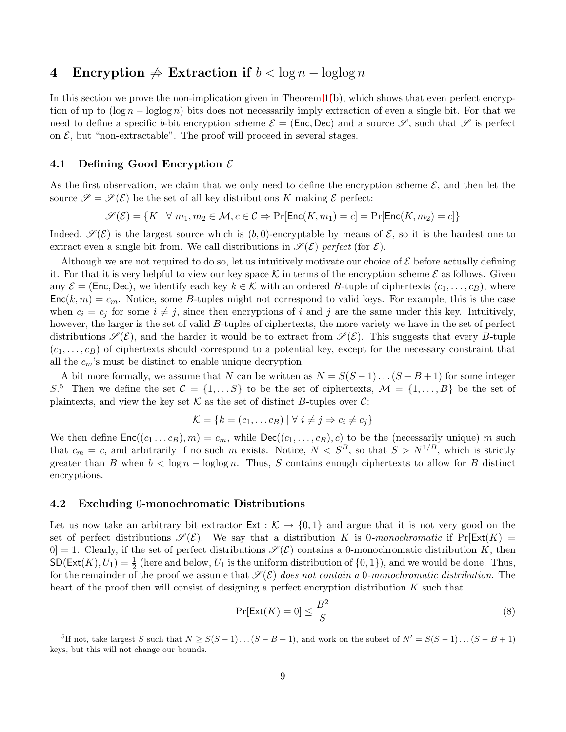## 4 Encryption $\not\Rightarrow$ Extraction if $b < \log n - \log\log n$

In this section we prove the non-implication given in Theorem 1(b), which shows that even perfect encryption of up to $(\log n - \log\log n)$ bits does not necessarily imply extraction of even a single bit. For that we need to define a specific $b$-bit encryption scheme $\mathcal{E} = (\mathsf{Enc}, \mathsf{Dec})$ and a source $\mathscr{S}$, such that $\mathscr{S}$ is perfect on $\mathcal{E}$, but "non-extractable". The proof will proceed in several stages.

### 4.1 Defining Good Encryption $\mathcal{E}$

As the first observation, we claim that we only need to define the encryption scheme $\mathcal{E}$, and then let the source $\mathscr{S} = \mathscr{S}(\mathcal{E})$ be the set of all key distributions $K$ making $\mathcal{E}$ perfect:

$$\mathscr{S}(\mathcal{E}) = \{K \mid \forall\ m_1, m_2 \in \mathcal{M}, c \in \mathcal{C} \Rightarrow \Pr[\mathsf{Enc}(K, m_1) = c] = \Pr[\mathsf{Enc}(K, m_2) = c]\}$$

Indeed, $\mathscr{S}(\mathcal{E})$ is the largest source which is $(b, 0)$-encryptable by means of $\mathcal{E}$, so it is the hardest one to extract even a single bit from. We call distributions in $\mathscr{S}(\mathcal{E})$ *perfect* (for $\mathcal{E}$).

Although we are not required to do so, let us intuitively motivate our choice of $\mathcal{E}$ before actually defining it. For that it is very helpful to view our key space $\mathcal{K}$ in terms of the encryption scheme $\mathcal{E}$ as follows. Given any $\mathcal{E} = (\mathsf{Enc}, \mathsf{Dec})$, we identify each key $k \in \mathcal{K}$ with an ordered $B$-tuple of ciphertexts $(c_1, \ldots, c_B)$, where $\mathsf{Enc}(k, m) = c_m$. Notice, some $B$-tuples might not correspond to valid keys. For example, this is the case when $c_i = c_j$ for some $i \neq j$, since then encryptions of $i$ and $j$ are the same under this key. Intuitively, however, the larger is the set of valid $B$-tuples of ciphertexts, the more variety we have in the set of perfect distributions $\mathscr{S}(\mathcal{E})$, and the harder it would be to extract from $\mathscr{S}(\mathcal{E})$. This suggests that every $B$-tuple $(c_1, \ldots, c_B)$ of ciphertexts should correspond to a potential key, except for the necessary constraint that all the $c_m$'s must be distinct to enable unique decryption.

A bit more formally, we assume that $N$ can be written as $N = S(S-1)\ldots(S-B+1)$ for some integer $S$.[5] Then we define the set $\mathcal{C} = \{1, \ldots S\}$ to be the set of ciphertexts, $\mathcal{M} = \{1, \ldots, B\}$ be the set of plaintexts, and view the key set $\mathcal{K}$ as the set of distinct $B$-tuples over $\mathcal{C}$:

$$\mathcal{K} = \{k = (c_1, \ldots c_B) \mid \forall\ i \neq j \Rightarrow c_i \neq c_j\}$$

We then define $\mathsf{Enc}((c_1 \ldots c_B), m) = c_m$, while $\mathsf{Dec}((c_1, \ldots, c_B), c)$ to be the (necessarily unique) $m$ such that $c_m = c$, and arbitrarily if no such $m$ exists. Notice, $N < S^B$, so that $S > N^{1/B}$, which is strictly greater than $B$ when $b < \log n - \log\log n$. Thus, $S$ contains enough ciphertexts to allow for $B$ distinct encryptions.

### 4.2 Excluding 0-monochromatic Distributions

Let us now take an arbitrary bit extractor $\mathsf{Ext} : \mathcal{K} \to \{0, 1\}$ and argue that it is not very good on the set of perfect distributions $\mathscr{S}(\mathcal{E})$. We say that a distribution $K$ is *0-monochromatic* if $\Pr[\mathsf{Ext}(K) = 0] = 1$. Clearly, if the set of perfect distributions $\mathscr{S}(\mathcal{E})$ contains a 0-monochromatic distribution $K$, then $\mathsf{SD}(\mathsf{Ext}(K), U_1) = \frac{1}{2}$ (here and below, $U_1$ is the uniform distribution of $\{0, 1\}$), and we would be done. Thus, for the remainder of the proof we assume that $\mathscr{S}(\mathcal{E})$ *does not contain a 0-monochromatic distribution*. The heart of the proof then will consist of designing a perfect encryption distribution $K$ such that

$$\Pr[\mathsf{Ext}(K) = 0] \leq \frac{B^2}{S} \tag{8}$$

[5] If not, take largest $S$ such that $N \geq S(S-1)\ldots(S-B+1)$, and work on the subset of $N' = S(S-1)\ldots(S-B+1)$ keys, but this will not change our bounds.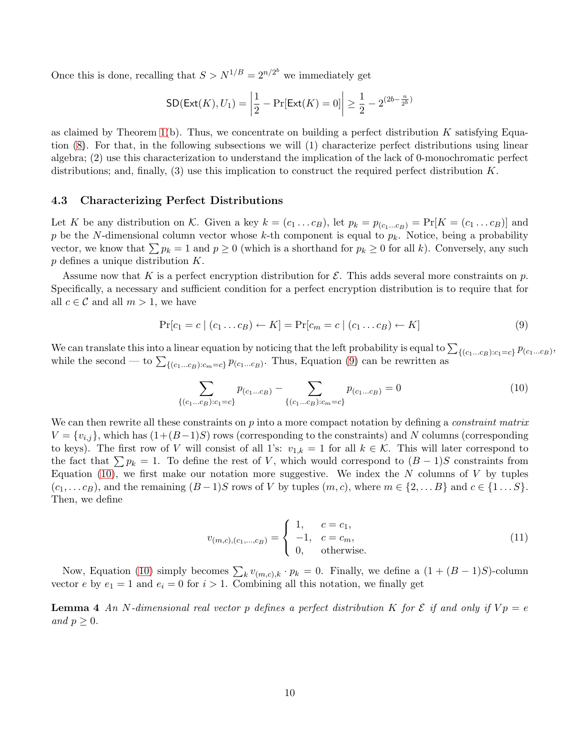Once this is done, recalling that $S > N^{1/B} = 2^{n/2^b}$ we immediately get

$$\mathsf{SD}(\mathsf{Ext}(K), U_1) = \left| \frac{1}{2} - \Pr[\mathsf{Ext}(K) = 0] \right| \geq \frac{1}{2} - 2^{(2b - \frac{n}{2^b})}$$

as claimed by Theorem 1(b). Thus, we concentrate on building a perfect distribution $K$ satisfying Equation (8). For that, in the following subsections we will (1) characterize perfect distributions using linear algebra; (2) use this characterization to understand the implication of the lack of 0-monochromatic perfect distributions; and, finally, (3) use this implication to construct the required perfect distribution $K$.

### 4.3 Characterizing Perfect Distributions

Let $K$ be any distribution on $\mathcal{K}$. Given a key $k = (c_1 \dots c_B)$, let $p_k = p_{(c_1 \dots c_B)} = \Pr[K = (c_1 \dots c_B)]$ and $p$ be the $N$-dimensional column vector whose $k$-th component is equal to $p_k$. Notice, being a probability vector, we know that $\sum p_k = 1$ and $p \geq 0$ (which is a shorthand for $p_k \geq 0$ for all $k$). Conversely, any such $p$ defines a unique distribution $K$.

Assume now that $K$ is a perfect encryption distribution for $\mathcal{E}$. This adds several more constraints on $p$. Specifically, a necessary and sufficient condition for a perfect encryption distribution is to require that for all $c \in \mathcal{C}$ and all $m > 1$, we have

$$\Pr[c_1 = c \mid (c_1 \dots c_B) \leftarrow K] = \Pr[c_m = c \mid (c_1 \dots c_B) \leftarrow K] \tag{9}$$

We can translate this into a linear equation by noticing that the left probability is equal to $\sum_{\{(c_1 \dots c_B): c_1 = c\}} p_{(c_1 \dots c_B)}$, while the second — to $\sum_{\{(c_1 \dots c_B): c_m = c\}} p_{(c_1 \dots c_B)}$. Thus, Equation (9) can be rewritten as

$$\sum_{\{(c_1 \dots c_B): c_1 = c\}} p_{(c_1 \dots c_B)} - \sum_{\{(c_1 \dots c_B): c_m = c\}} p_{(c_1 \dots c_B)} = 0 \tag{10}$$

We can then rewrite all these constraints on $p$ into a more compact notation by defining a *constraint matrix* $V = \{v_{i,j}\}$, which has $(1 + (B-1)S)$ rows (corresponding to the constraints) and $N$ columns (corresponding to keys). The first row of $V$ will consist of all 1's: $v_{1,k} = 1$ for all $k \in \mathcal{K}$. This will later correspond to the fact that $\sum p_k = 1$. To define the rest of $V$, which would correspond to $(B-1)S$ constraints from Equation (10), we first make our notation more suggestive. We index the $N$ columns of $V$ by tuples $(c_1, \dots c_B)$, and the remaining $(B-1)S$ rows of $V$ by tuples $(m, c)$, where $m \in \{2, \dots B\}$ and $c \in \{1 \dots S\}$. Then, we define

$$v_{(m,c),(c_1,\dots,c_B)} = \begin{cases} 1, & c = c_1, \\ -1, & c = c_m, \\ 0, & \text{otherwise.} \end{cases} \tag{11}$$

Now, Equation (10) simply becomes $\sum_k v_{(m,c),k} \cdot p_k = 0$. Finally, we define a $(1 + (B-1)S)$-column vector $e$ by $e_1 = 1$ and $e_i = 0$ for $i > 1$. Combining all this notation, we finally get

**Lemma 4** *An $N$-dimensional real vector $p$ defines a perfect distribution $K$ for $\mathcal{E}$ if and only if $Vp = e$ and $p \geq 0$.*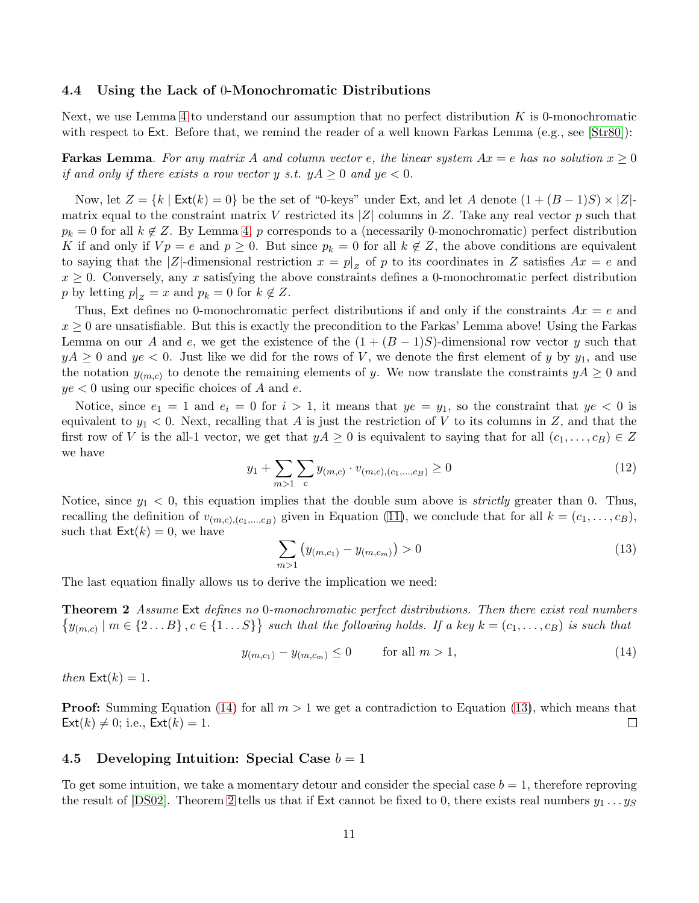### 4.4 Using the Lack of 0-Monochromatic Distributions

Next, we use Lemma 4 to understand our assumption that no perfect distribution $K$ is 0-monochromatic with respect to $\mathsf{Ext}$. Before that, we remind the reader of a well known Farkas Lemma (e.g., see [Str80]):

**Farkas Lemma**. *For any matrix $A$ and column vector $e$, the linear system $Ax = e$ has no solution $x \geq 0$ if and only if there exists a row vector $y$ s.t. $yA \geq 0$ and $ye < 0$.*

Now, let $Z = \{k \mid \mathsf{Ext}(k) = 0\}$ be the set of "0-keys" under $\mathsf{Ext}$, and let $A$ denote $(1 + (B-1)S) \times |Z|$-matrix equal to the constraint matrix $V$ restricted its $|Z|$ columns in $Z$. Take any real vector $p$ such that $p_k = 0$ for all $k \notin Z$. By Lemma 4, $p$ corresponds to a (necessarily 0-monochromatic) perfect distribution $K$ if and only if $Vp = e$ and $p \geq 0$. But since $p_k = 0$ for all $k \notin Z$, the above conditions are equivalent to saying that the $|Z|$-dimensional restriction $x = p|_Z$ of $p$ to its coordinates in $Z$ satisfies $Ax = e$ and $x \geq 0$. Conversely, any $x$ satisfying the above constraints defines a 0-monochromatic perfect distribution $p$ by letting $p|_Z = x$ and $p_k = 0$ for $k \notin Z$.

Thus, $\mathsf{Ext}$ defines no 0-monochromatic perfect distributions if and only if the constraints $Ax = e$ and $x \geq 0$ are unsatisfiable. But this is exactly the precondition to the Farkas' Lemma above! Using the Farkas Lemma on our $A$ and $e$, we get the existence of the $(1 + (B-1)S)$-dimensional row vector $y$ such that $yA \geq 0$ and $ye < 0$. Just like we did for the rows of $V$, we denote the first element of $y$ by $y_1$, and use the notation $y_{(m,c)}$ to denote the remaining elements of $y$. We now translate the constraints $yA \geq 0$ and $ye < 0$ using our specific choices of $A$ and $e$.

Notice, since $e_1 = 1$ and $e_i = 0$ for $i > 1$, it means that $ye = y_1$, so the constraint that $ye < 0$ is equivalent to $y_1 < 0$. Next, recalling that $A$ is just the restriction of $V$ to its columns in $Z$, and that the first row of $V$ is the all-1 vector, we get that $yA \geq 0$ is equivalent to saying that for all $(c_1, \ldots, c_B) \in Z$ we have

$$y_1 + \sum_{m>1} \sum_{c} y_{(m,c)} \cdot v_{(m,c),(c_1,\ldots,c_B)} \geq 0 \tag{12}$$

Notice, since $y_1 < 0$, this equation implies that the double sum above is *strictly* greater than 0. Thus, recalling the definition of $v_{(m,c),(c_1,\ldots,c_B)}$ given in Equation (11), we conclude that for all $k = (c_1, \ldots, c_B)$, such that $\mathsf{Ext}(k) = 0$, we have

$$\sum_{m>1} \left( y_{(m,c_1)} - y_{(m,c_m)} \right) > 0 \tag{13}$$

The last equation finally allows us to derive the implication we need:

**Theorem 2** *Assume $\mathsf{Ext}$ defines no 0-monochromatic perfect distributions. Then there exist real numbers $\{y_{(m,c)} \mid m \in \{2 \ldots B\}, c \in \{1 \ldots S\}\}$ such that the following holds. If a key $k = (c_1, \ldots, c_B)$ is such that*

$$y_{(m,c_1)} - y_{(m,c_m)} \leq 0 \qquad \text{for all } m > 1, \tag{14}$$

*then $\mathsf{Ext}(k) = 1$.*

**Proof:** Summing Equation (14) for all $m > 1$ we get a contradiction to Equation (13), which means that $\mathsf{Ext}(k) \neq 0$; i.e., $\mathsf{Ext}(k) = 1$. □

### 4.5 Developing Intuition: Special Case $b = 1$

To get some intuition, we take a momentary detour and consider the special case $b = 1$, therefore reproving the result of [DS02]. Theorem 2 tells us that if $\mathsf{Ext}$ cannot be fixed to 0, there exists real numbers $y_1 \ldots y_S$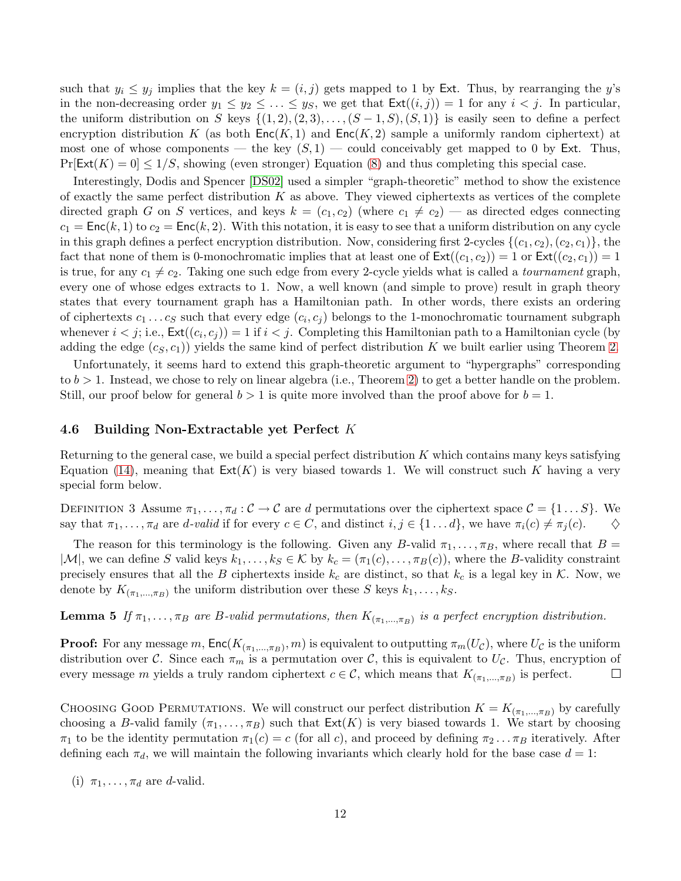such that $y_i \leq y_j$ implies that the key $k = (i, j)$ gets mapped to 1 by $\mathsf{Ext}$. Thus, by rearranging the $y$'s in the non-decreasing order $y_1 \leq y_2 \leq \ldots \leq y_S$, we get that $\mathsf{Ext}((i, j)) = 1$ for any $i < j$. In particular, the uniform distribution on $S$ keys $\{(1, 2), (2, 3), \ldots, (S-1, S), (S, 1)\}$ is easily seen to define a perfect encryption distribution $K$ (as both $\mathsf{Enc}(K, 1)$ and $\mathsf{Enc}(K, 2)$ sample a uniformly random ciphertext) at most one of whose components — the key $(S, 1)$ — could conceivably get mapped to 0 by $\mathsf{Ext}$. Thus, $\Pr[\mathsf{Ext}(K) = 0] \leq 1/S$, showing (even stronger) Equation (8) and thus completing this special case.

Interestingly, Dodis and Spencer [DS02] used a simpler "graph-theoretic" method to show the existence of exactly the same perfect distribution $K$ as above. They viewed ciphertexts as vertices of the complete directed graph $G$ on $S$ vertices, and keys $k = (c_1, c_2)$ (where $c_1 \neq c_2$) — as directed edges connecting $c_1 = \mathsf{Enc}(k, 1)$ to $c_2 = \mathsf{Enc}(k, 2)$. With this notation, it is easy to see that a uniform distribution on any cycle in this graph defines a perfect encryption distribution. Now, considering first 2-cycles $\{(c_1, c_2), (c_2, c_1)\}$, the fact that none of them is 0-monochromatic implies that at least one of $\mathsf{Ext}((c_1, c_2)) = 1$ or $\mathsf{Ext}((c_2, c_1)) = 1$ is true, for any $c_1 \neq c_2$. Taking one such edge from every 2-cycle yields what is called a *tournament* graph, every one of whose edges extracts to 1. Now, a well known (and simple to prove) result in graph theory states that every tournament graph has a Hamiltonian path. In other words, there exists an ordering of ciphertexts $c_1 \ldots c_S$ such that every edge $(c_i, c_j)$ belongs to the 1-monochromatic tournament subgraph whenever $i < j$; i.e., $\mathsf{Ext}((c_i, c_j)) = 1$ if $i < j$. Completing this Hamiltonian path to a Hamiltonian cycle (by adding the edge $(c_S, c_1)$) yields the same kind of perfect distribution $K$ we built earlier using Theorem 2.

Unfortunately, it seems hard to extend this graph-theoretic argument to "hypergraphs" corresponding to $b > 1$. Instead, we chose to rely on linear algebra (i.e., Theorem 2) to get a better handle on the problem. Still, our proof below for general $b > 1$ is quite more involved than the proof above for $b = 1$.

### 4.6 Building Non-Extractable yet Perfect $K$

Returning to the general case, we build a special perfect distribution $K$ which contains many keys satisfying Equation (14), meaning that $\mathsf{Ext}(K)$ is very biased towards 1. We will construct such $K$ having a very special form below.

Definition 3 Assume $\pi_1, \ldots, \pi_d : \mathcal{C} \to \mathcal{C}$ are $d$ permutations over the ciphertext space $\mathcal{C} = \{1 \ldots S\}$. We say that $\pi_1, \ldots, \pi_d$ are *$d$-valid* if for every $c \in C$, and distinct $i, j \in \{1 \ldots d\}$, we have $\pi_i(c) \neq \pi_j(c)$. $\diamondsuit$

The reason for this terminology is the following. Given any $B$-valid $\pi_1, \ldots, \pi_B$, where recall that $B = |\mathcal{M}|$, we can define $S$ valid keys $k_1, \ldots, k_S \in \mathcal{K}$ by $k_c = (\pi_1(c), \ldots, \pi_B(c))$, where the $B$-validity constraint precisely ensures that all the $B$ ciphertexts inside $k_c$ are distinct, so that $k_c$ is a legal key in $\mathcal{K}$. Now, we denote by $K_{(\pi_1, \ldots, \pi_B)}$ the uniform distribution over these $S$ keys $k_1, \ldots, k_S$.

**Lemma 5** *If $\pi_1, \ldots, \pi_B$ are $B$-valid permutations, then $K_{(\pi_1, \ldots, \pi_B)}$ is a perfect encryption distribution.*

**Proof:** For any message $m$, $\mathsf{Enc}(K_{(\pi_1, \ldots, \pi_B)}, m)$ is equivalent to outputting $\pi_m(U_{\mathcal{C}})$, where $U_{\mathcal{C}}$ is the uniform distribution over $\mathcal{C}$. Since each $\pi_m$ is a permutation over $\mathcal{C}$, this is equivalent to $U_{\mathcal{C}}$. Thus, encryption of every message $m$ yields a truly random ciphertext $c \in \mathcal{C}$, which means that $K_{(\pi_1, \ldots, \pi_B)}$ is perfect. $\square$

Choosing Good Permutations. We will construct our perfect distribution $K = K_{(\pi_1, \ldots, \pi_B)}$ by carefully choosing a $B$-valid family $(\pi_1, \ldots, \pi_B)$ such that $\mathsf{Ext}(K)$ is very biased towards 1. We start by choosing $\pi_1$ to be the identity permutation $\pi_1(c) = c$ (for all $c$), and proceed by defining $\pi_2 \ldots \pi_B$ iteratively. After defining each $\pi_d$, we will maintain the following invariants which clearly hold for the base case $d = 1$:

(i) $\pi_1, \ldots, \pi_d$ are $d$-valid.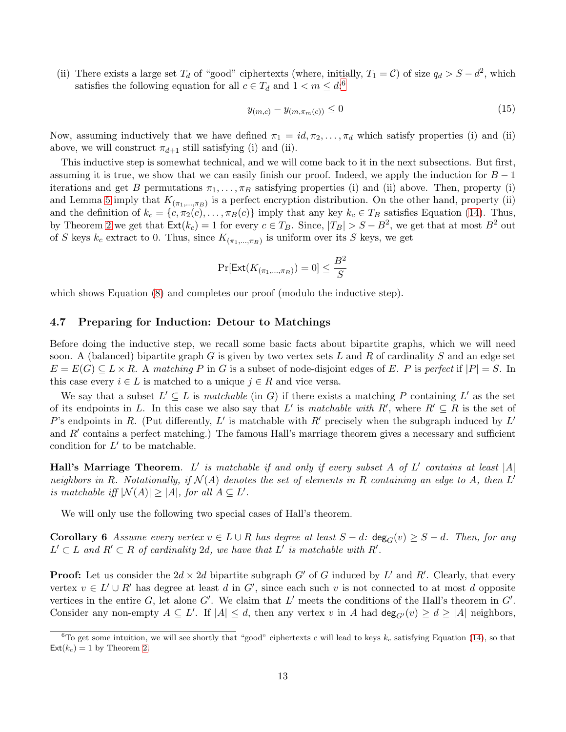(ii) There exists a large set $T_d$ of "good" ciphertexts (where, initially, $T_1 = \mathcal{C}$) of size $q_d > S - d^2$, which satisfies the following equation for all $c \in T_d$ and $1 < m \leq d$:[6]

$$y_{(m,c)} - y_{(m,\pi_m(c))} \leq 0 \tag{15}$$

Now, assuming inductively that we have defined $\pi_1 = id, \pi_2, \ldots, \pi_d$ which satisfy properties (i) and (ii) above, we will construct $\pi_{d+1}$ still satisfying (i) and (ii).

This inductive step is somewhat technical, and we will come back to it in the next subsections. But first, assuming it is true, we show that we can easily finish our proof. Indeed, we apply the induction for $B - 1$ iterations and get $B$ permutations $\pi_1, \ldots, \pi_B$ satisfying properties (i) and (ii) above. Then, property (i) and Lemma 5 imply that $K_{(\pi_1,\ldots,\pi_B)}$ is a perfect encryption distribution. On the other hand, property (ii) and the definition of $k_c = \{c, \pi_2(c), \ldots, \pi_B(c)\}$ imply that any key $k_c \in T_B$ satisfies Equation (14). Thus, by Theorem 2 we get that $\mathsf{Ext}(k_c) = 1$ for every $c \in T_B$. Since, $|T_B| > S - B^2$, we get that at most $B^2$ out of $S$ keys $k_c$ extract to 0. Thus, since $K_{(\pi_1,\ldots,\pi_B)}$ is uniform over its $S$ keys, we get

$$\Pr[\mathsf{Ext}(K_{(\pi_1,\ldots,\pi_B)}) = 0] \leq \frac{B^2}{S}$$

which shows Equation (8) and completes our proof (modulo the inductive step).

## 4.7 Preparing for Induction: Detour to Matchings

Before doing the inductive step, we recall some basic facts about bipartite graphs, which we will need soon. A (balanced) bipartite graph $G$ is given by two vertex sets $L$ and $R$ of cardinality $S$ and an edge set $E = E(G) \subseteq L \times R$. A *matching* $P$ in $G$ is a subset of node-disjoint edges of $E$. $P$ is *perfect* if $|P| = S$. In this case every $i \in L$ is matched to a unique $j \in R$ and vice versa.

We say that a subset $L' \subseteq L$ is *matchable* (in $G$) if there exists a matching $P$ containing $L'$ as the set of its endpoints in $L$. In this case we also say that $L'$ is *matchable with* $R'$, where $R' \subseteq R$ is the set of $P$'s endpoints in $R$. (Put differently, $L'$ is matchable with $R'$ precisely when the subgraph induced by $L'$ and $R'$ contains a perfect matching.) The famous Hall's marriage theorem gives a necessary and sufficient condition for $L'$ to be matchable.

**Hall's Marriage Theorem**. *$L'$ is matchable if and only if every subset $A$ of $L'$ contains at least $|A|$ neighbors in $R$. Notationally, if $\mathcal{N}(A)$ denotes the set of elements in $R$ containing an edge to $A$, then $L'$ is matchable iff $|\mathcal{N}(A)| \geq |A|$, for all $A \subseteq L'$.*

We will only use the following two special cases of Hall's theorem.

**Corollary 6** *Assume every vertex $v \in L \cup R$ has degree at least $S - d$: $\mathsf{deg}_G(v) \geq S - d$. Then, for any $L' \subset L$ and $R' \subset R$ of cardinality $2d$, we have that $L'$ is matchable with $R'$.*

**Proof:** Let us consider the $2d \times 2d$ bipartite subgraph $G'$ of $G$ induced by $L'$ and $R'$. Clearly, that every vertex $v \in L' \cup R'$ has degree at least $d$ in $G'$, since each such $v$ is not connected to at most $d$ opposite vertices in the entire $G$, let alone $G'$. We claim that $L'$ meets the conditions of the Hall's theorem in $G'$. Consider any non-empty $A \subseteq L'$. If $|A| \leq d$, then any vertex $v$ in $A$ had $\mathsf{deg}_{G'}(v) \geq d \geq |A|$ neighbors,

[6] To get some intuition, we will see shortly that "good" ciphertexts $c$ will lead to keys $k_c$ satisfying Equation (14), so that $\mathsf{Ext}(k_c) = 1$ by Theorem 2.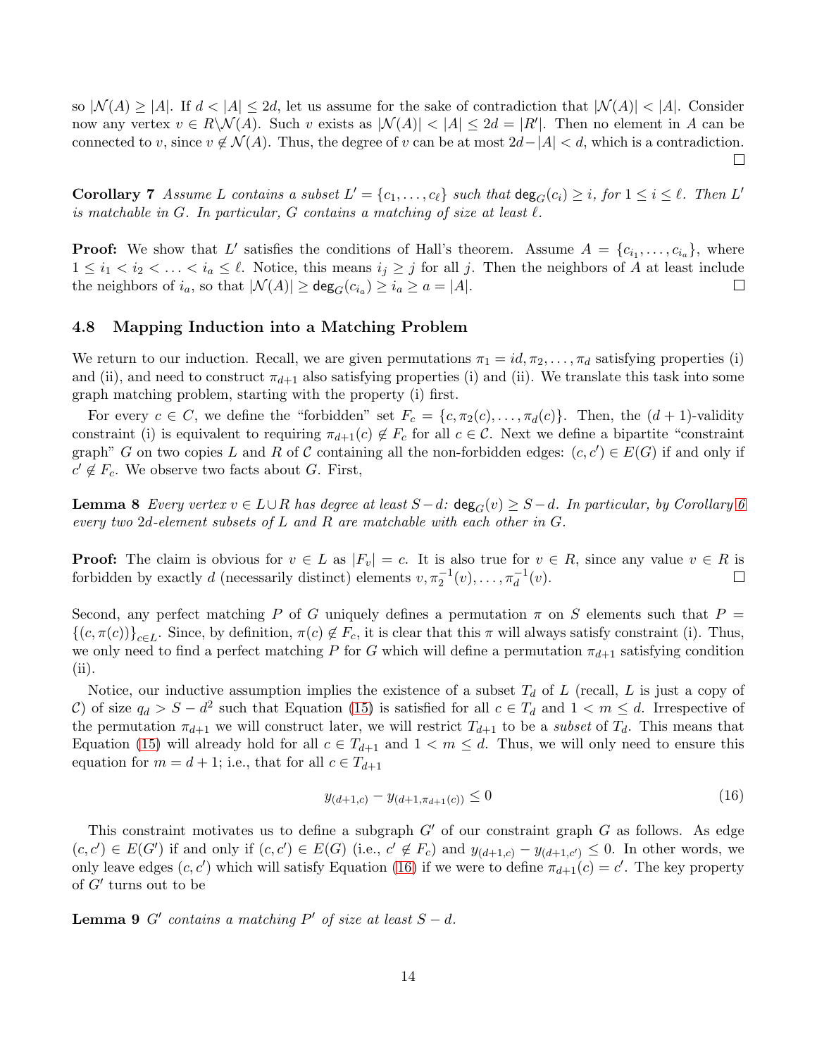so $|\mathcal{N}(A)| \geq |A|$. If $d < |A| \leq 2d$, let us assume for the sake of contradiction that $|\mathcal{N}(A)| < |A|$. Consider now any vertex $v \in R \backslash \mathcal{N}(A)$. Such $v$ exists as $|\mathcal{N}(A)| < |A| \leq 2d = |R'|$. Then no element in $A$ can be connected to $v$, since $v \notin \mathcal{N}(A)$. Thus, the degree of $v$ can be at most $2d - |A| < d$, which is a contradiction. □

**Corollary 7** *Assume $L$ contains a subset $L' = \{c_1, \ldots, c_\ell\}$ such that $\mathsf{deg}_G(c_i) \geq i$, for $1 \leq i \leq \ell$. Then $L'$ is matchable in $G$. In particular, $G$ contains a matching of size at least $\ell$.*

**Proof:** We show that $L'$ satisfies the conditions of Hall's theorem. Assume $A = \{c_{i_1}, \ldots, c_{i_a}\}$, where $1 \leq i_1 < i_2 < \ldots < i_a \leq \ell$. Notice, this means $i_j \geq j$ for all $j$. Then the neighbors of $A$ at least include the neighbors of $i_a$, so that $|\mathcal{N}(A)| \geq \mathsf{deg}_G(c_{i_a}) \geq i_a \geq a = |A|$. □

### 4.8 Mapping Induction into a Matching Problem

We return to our induction. Recall, we are given permutations $\pi_1 = id, \pi_2, \ldots, \pi_d$ satisfying properties (i) and (ii), and need to construct $\pi_{d+1}$ also satisfying properties (i) and (ii). We translate this task into some graph matching problem, starting with the property (i) first.

For every $c \in C$, we define the "forbidden" set $F_c = \{c, \pi_2(c), \ldots, \pi_d(c)\}$. Then, the $(d+1)$-validity constraint (i) is equivalent to requiring $\pi_{d+1}(c) \notin F_c$ for all $c \in \mathcal{C}$. Next we define a bipartite "constraint graph" $G$ on two copies $L$ and $R$ of $\mathcal{C}$ containing all the non-forbidden edges: $(c, c') \in E(G)$ if and only if $c' \notin F_c$. We observe two facts about $G$. First,

**Lemma 8** *Every vertex $v \in L \cup R$ has degree at least $S - d$: $\mathsf{deg}_G(v) \geq S - d$. In particular, by Corollary 6 every two $2d$-element subsets of $L$ and $R$ are matchable with each other in $G$.*

**Proof:** The claim is obvious for $v \in L$ as $|F_v| = c$. It is also true for $v \in R$, since any value $v \in R$ is forbidden by exactly $d$ (necessarily distinct) elements $v, \pi_2^{-1}(v), \ldots, \pi_d^{-1}(v)$. □

Second, any perfect matching $P$ of $G$ uniquely defines a permutation $\pi$ on $S$ elements such that $P = \{(c, \pi(c))\}_{c \in L}$. Since, by definition, $\pi(c) \notin F_c$, it is clear that this $\pi$ will always satisfy constraint (i). Thus, we only need to find a perfect matching $P$ for $G$ which will define a permutation $\pi_{d+1}$ satisfying condition (ii).

Notice, our inductive assumption implies the existence of a subset $T_d$ of $L$ (recall, $L$ is just a copy of $\mathcal{C}$) of size $q_d > S - d^2$ such that Equation (15) is satisfied for all $c \in T_d$ and $1 < m \leq d$. Irrespective of the permutation $\pi_{d+1}$ we will construct later, we will restrict $T_{d+1}$ to be a *subset* of $T_d$. This means that Equation (15) will already hold for all $c \in T_{d+1}$ and $1 < m \leq d$. Thus, we will only need to ensure this equation for $m = d+1$; i.e., that for all $c \in T_{d+1}$

$$y_{(d+1,c)} - y_{(d+1,\pi_{d+1}(c))} \leq 0 \tag{16}$$

This constraint motivates us to define a subgraph $G'$ of our constraint graph $G$ as follows. As edge $(c, c') \in E(G')$ if and only if $(c, c') \in E(G)$ (i.e., $c' \notin F_c$) and $y_{(d+1,c)} - y_{(d+1,c')} \leq 0$. In other words, we only leave edges $(c, c')$ which will satisfy Equation (16) if we were to define $\pi_{d+1}(c) = c'$. The key property of $G'$ turns out to be

**Lemma 9** *$G'$ contains a matching $P'$ of size at least $S - d$.*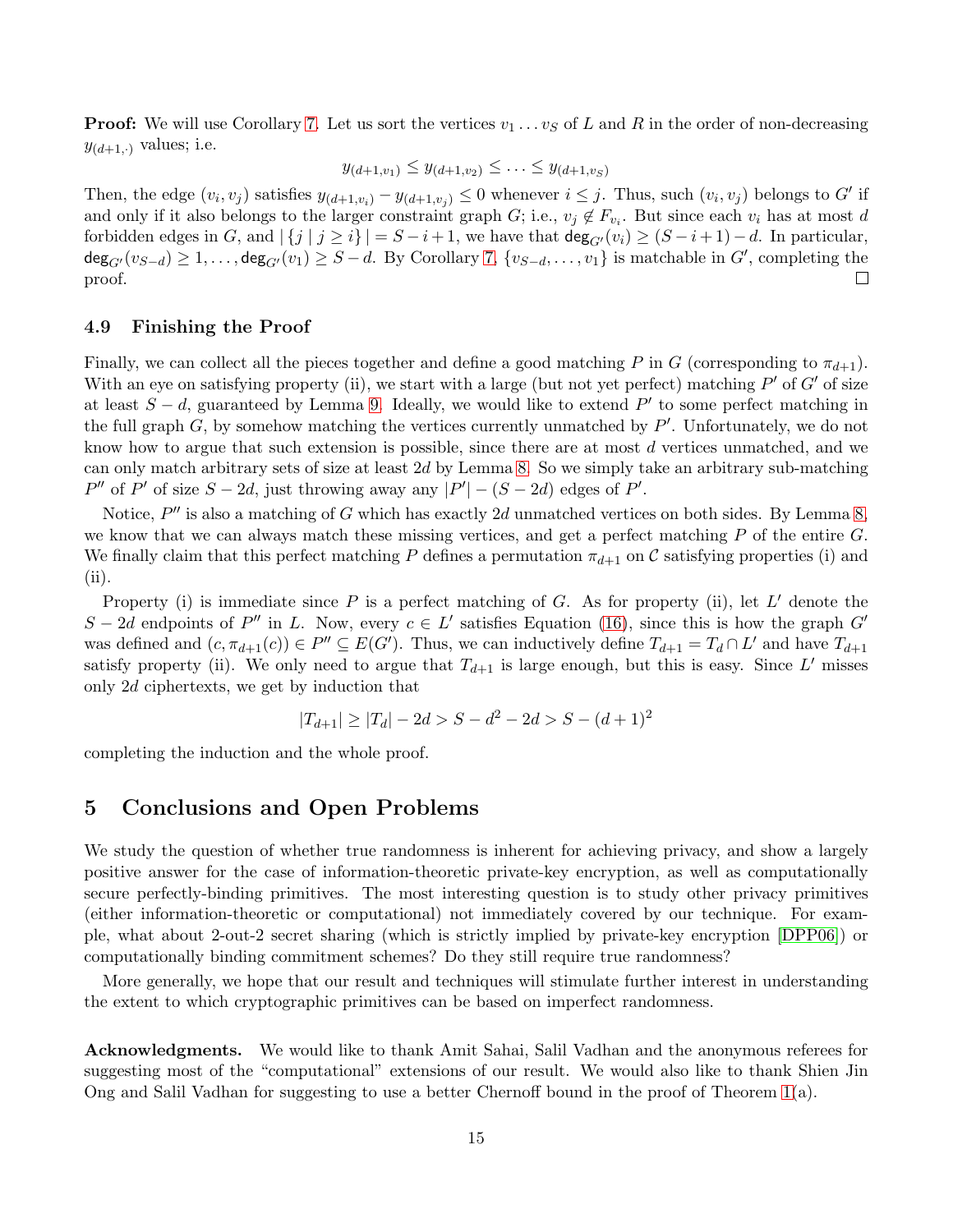**Proof:** We will use Corollary 7. Let us sort the vertices $v_1 \dots v_S$ of $L$ and $R$ in the order of non-decreasing $y_{(d+1,\cdot)}$ values; i.e.

$$y_{(d+1,v_1)} \leq y_{(d+1,v_2)} \leq \dots \leq y_{(d+1,v_S)}$$

Then, the edge $(v_i, v_j)$ satisfies $y_{(d+1,v_i)} - y_{(d+1,v_j)} \leq 0$ whenever $i \leq j$. Thus, such $(v_i, v_j)$ belongs to $G'$ if and only if it also belongs to the larger constraint graph $G$; i.e., $v_j \notin F_{v_i}$. But since each $v_i$ has at most $d$ forbidden edges in $G$, and $|\{j \mid j \geq i\}| = S - i + 1$, we have that $\mathsf{deg}_{G'}(v_i) \geq (S - i + 1) - d$. In particular, $\mathsf{deg}_{G'}(v_{S-d}) \geq 1, \dots, \mathsf{deg}_{G'}(v_1) \geq S - d$. By Corollary 7, $\{v_{S-d}, \dots, v_1\}$ is matchable in $G'$, completing the proof. □

### 4.9 Finishing the Proof

Finally, we can collect all the pieces together and define a good matching $P$ in $G$ (corresponding to $\pi_{d+1}$). With an eye on satisfying property (ii), we start with a large (but not yet perfect) matching $P'$ of $G'$ of size at least $S - d$, guaranteed by Lemma 9. Ideally, we would like to extend $P'$ to some perfect matching in the full graph $G$, by somehow matching the vertices currently unmatched by $P'$. Unfortunately, we do not know how to argue that such extension is possible, since there are at most $d$ vertices unmatched, and we can only match arbitrary sets of size at least $2d$ by Lemma 8. So we simply take an arbitrary sub-matching $P''$ of $P'$ of size $S - 2d$, just throwing away any $|P'| - (S - 2d)$ edges of $P'$.

Notice, $P''$ is also a matching of $G$ which has exactly $2d$ unmatched vertices on both sides. By Lemma 8, we know that we can always match these missing vertices, and get a perfect matching $P$ of the entire $G$. We finally claim that this perfect matching $P$ defines a permutation $\pi_{d+1}$ on $\mathcal{C}$ satisfying properties (i) and (ii).

Property (i) is immediate since $P$ is a perfect matching of $G$. As for property (ii), let $L'$ denote the $S - 2d$ endpoints of $P''$ in $L$. Now, every $c \in L'$ satisfies Equation (16), since this is how the graph $G'$ was defined and $(c, \pi_{d+1}(c)) \in P'' \subseteq E(G')$. Thus, we can inductively define $T_{d+1} = T_d \cap L'$ and have $T_{d+1}$ satisfy property (ii). We only need to argue that $T_{d+1}$ is large enough, but this is easy. Since $L'$ misses only $2d$ ciphertexts, we get by induction that

$$|T_{d+1}| \geq |T_d| - 2d > S - d^2 - 2d > S - (d+1)^2$$

completing the induction and the whole proof.

## 5 Conclusions and Open Problems

We study the question of whether true randomness is inherent for achieving privacy, and show a largely positive answer for the case of information-theoretic private-key encryption, as well as computationally secure perfectly-binding primitives. The most interesting question is to study other privacy primitives (either information-theoretic or computational) not immediately covered by our technique. For example, what about 2-out-2 secret sharing (which is strictly implied by private-key encryption [DPP06]) or computationally binding commitment schemes? Do they still require true randomness?

More generally, we hope that our result and techniques will stimulate further interest in understanding the extent to which cryptographic primitives can be based on imperfect randomness.

**Acknowledgments.** We would like to thank Amit Sahai, Salil Vadhan and the anonymous referees for suggesting most of the "computational" extensions of our result. We would also like to thank Shien Jin Ong and Salil Vadhan for suggesting to use a better Chernoff bound in the proof of Theorem 1(a).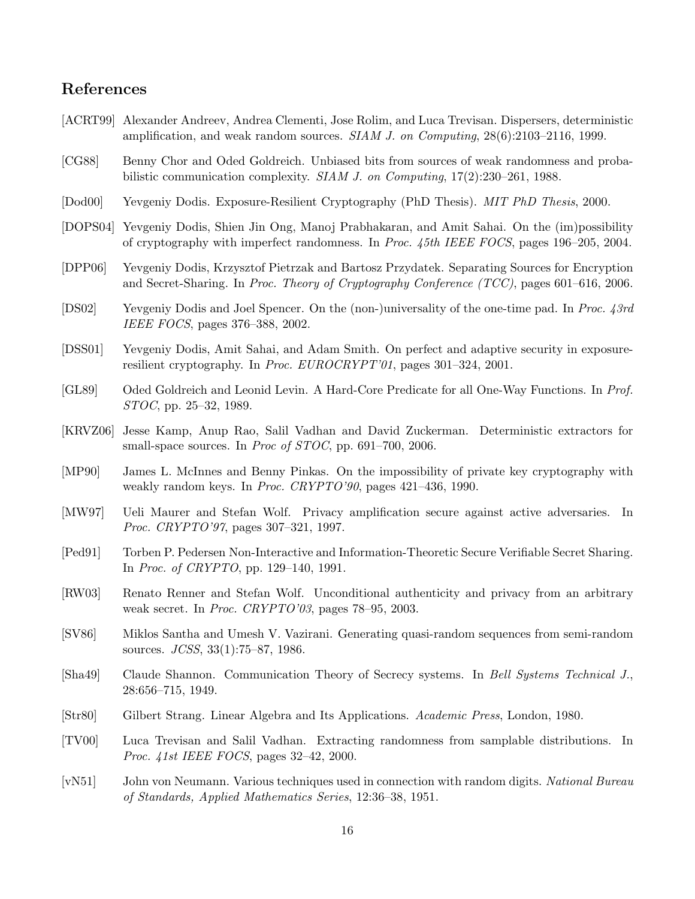## References

[ACRT99] Alexander Andreev, Andrea Clementi, Jose Rolim, and Luca Trevisan. Dispersers, deterministic amplification, and weak random sources. *SIAM J. on Computing*, 28(6):2103–2116, 1999.

[CG88] Benny Chor and Oded Goldreich. Unbiased bits from sources of weak randomness and probabilistic communication complexity. *SIAM J. on Computing*, 17(2):230–261, 1988.

[Dod00] Yevgeniy Dodis. Exposure-Resilient Cryptography (PhD Thesis). *MIT PhD Thesis*, 2000.

[DOPS04] Yevgeniy Dodis, Shien Jin Ong, Manoj Prabhakaran, and Amit Sahai. On the (im)possibility of cryptography with imperfect randomness. In *Proc. 45th IEEE FOCS*, pages 196–205, 2004.

[DPP06] Yevgeniy Dodis, Krzysztof Pietrzak and Bartosz Przydatek. Separating Sources for Encryption and Secret-Sharing. In *Proc. Theory of Cryptography Conference (TCC)*, pages 601–616, 2006.

[DS02] Yevgeniy Dodis and Joel Spencer. On the (non-)universality of the one-time pad. In *Proc. 43rd IEEE FOCS*, pages 376–388, 2002.

[DSS01] Yevgeniy Dodis, Amit Sahai, and Adam Smith. On perfect and adaptive security in exposure-resilient cryptography. In *Proc. EUROCRYPT'01*, pages 301–324, 2001.

[GL89] Oded Goldreich and Leonid Levin. A Hard-Core Predicate for all One-Way Functions. In *Prof. STOC*, pp. 25–32, 1989.

[KRVZ06] Jesse Kamp, Anup Rao, Salil Vadhan and David Zuckerman. Deterministic extractors for small-space sources. In *Proc of STOC*, pp. 691–700, 2006.

[MP90] James L. McInnes and Benny Pinkas. On the impossibility of private key cryptography with weakly random keys. In *Proc. CRYPTO'90*, pages 421–436, 1990.

[MW97] Ueli Maurer and Stefan Wolf. Privacy amplification secure against active adversaries. In *Proc. CRYPTO'97*, pages 307–321, 1997.

[Ped91] Torben P. Pedersen Non-Interactive and Information-Theoretic Secure Verifiable Secret Sharing. In *Proc. of CRYPTO*, pp. 129–140, 1991.

[RW03] Renato Renner and Stefan Wolf. Unconditional authenticity and privacy from an arbitrary weak secret. In *Proc. CRYPTO'03*, pages 78–95, 2003.

[SV86] Miklos Santha and Umesh V. Vazirani. Generating quasi-random sequences from semi-random sources. *JCSS*, 33(1):75–87, 1986.

[Sha49] Claude Shannon. Communication Theory of Secrecy systems. In *Bell Systems Technical J.*, 28:656–715, 1949.

[Str80] Gilbert Strang. Linear Algebra and Its Applications. *Academic Press*, London, 1980.

[TV00] Luca Trevisan and Salil Vadhan. Extracting randomness from samplable distributions. In *Proc. 41st IEEE FOCS*, pages 32–42, 2000.

[vN51] John von Neumann. Various techniques used in connection with random digits. *National Bureau of Standards, Applied Mathematics Series*, 12:36–38, 1951.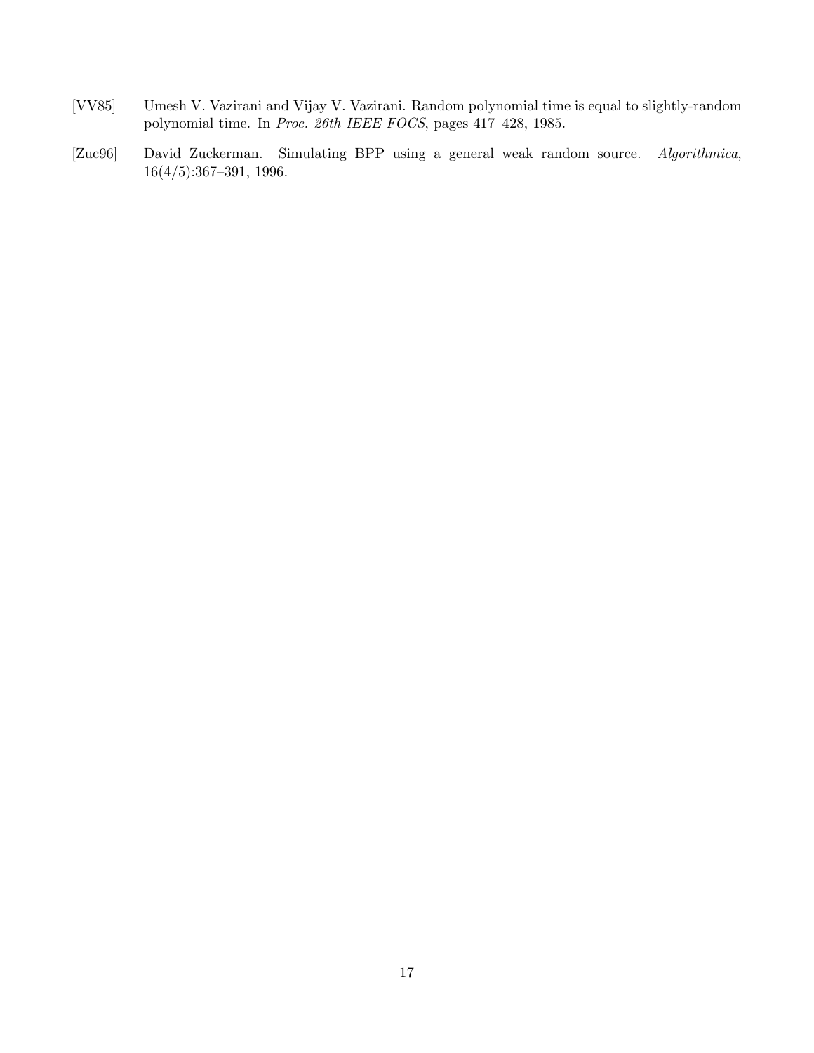[VV85] Umesh V. Vazirani and Vijay V. Vazirani. Random polynomial time is equal to slightly-random polynomial time. In *Proc. 26th IEEE FOCS*, pages 417–428, 1985.

[Zuc96] David Zuckerman. Simulating BPP using a general weak random source. *Algorithmica*, 16(4/5):367–391, 1996.